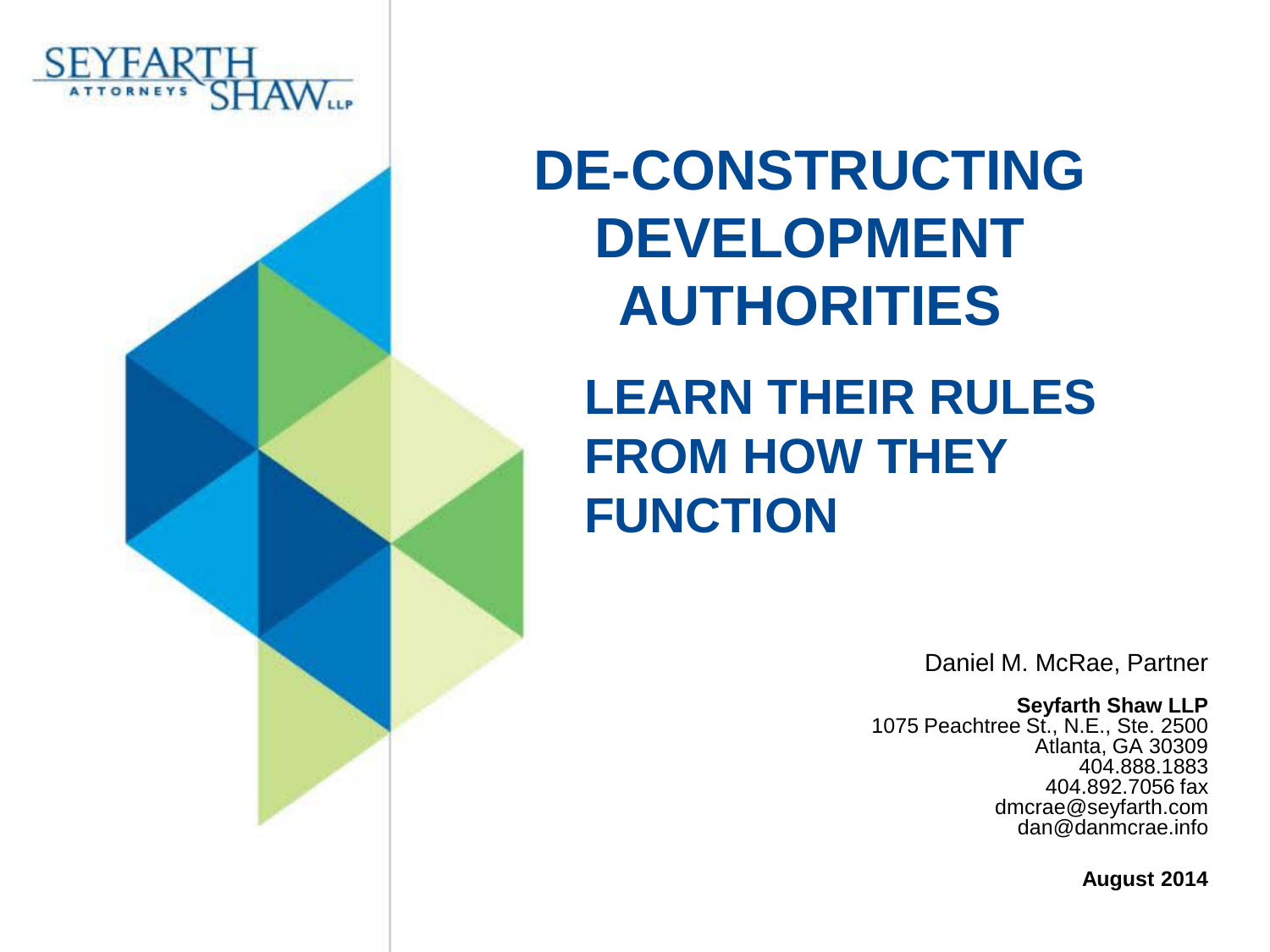SEYFARTH SHAW LLP
ATTORNEYS

# DE-CONSTRUCTING DEVELOPMENT AUTHORITIES

## LEARN THEIR RULES FROM HOW THEY FUNCTION

Daniel M. McRae, Partner

**Seyfarth Shaw LLP**
1075 Peachtree St., N.E., Ste. 2500
Atlanta, GA 30309
404.888.1883
404.892.7056 fax
dmcrae@seyfarth.com
dan@danmcrae.info

**August 2014**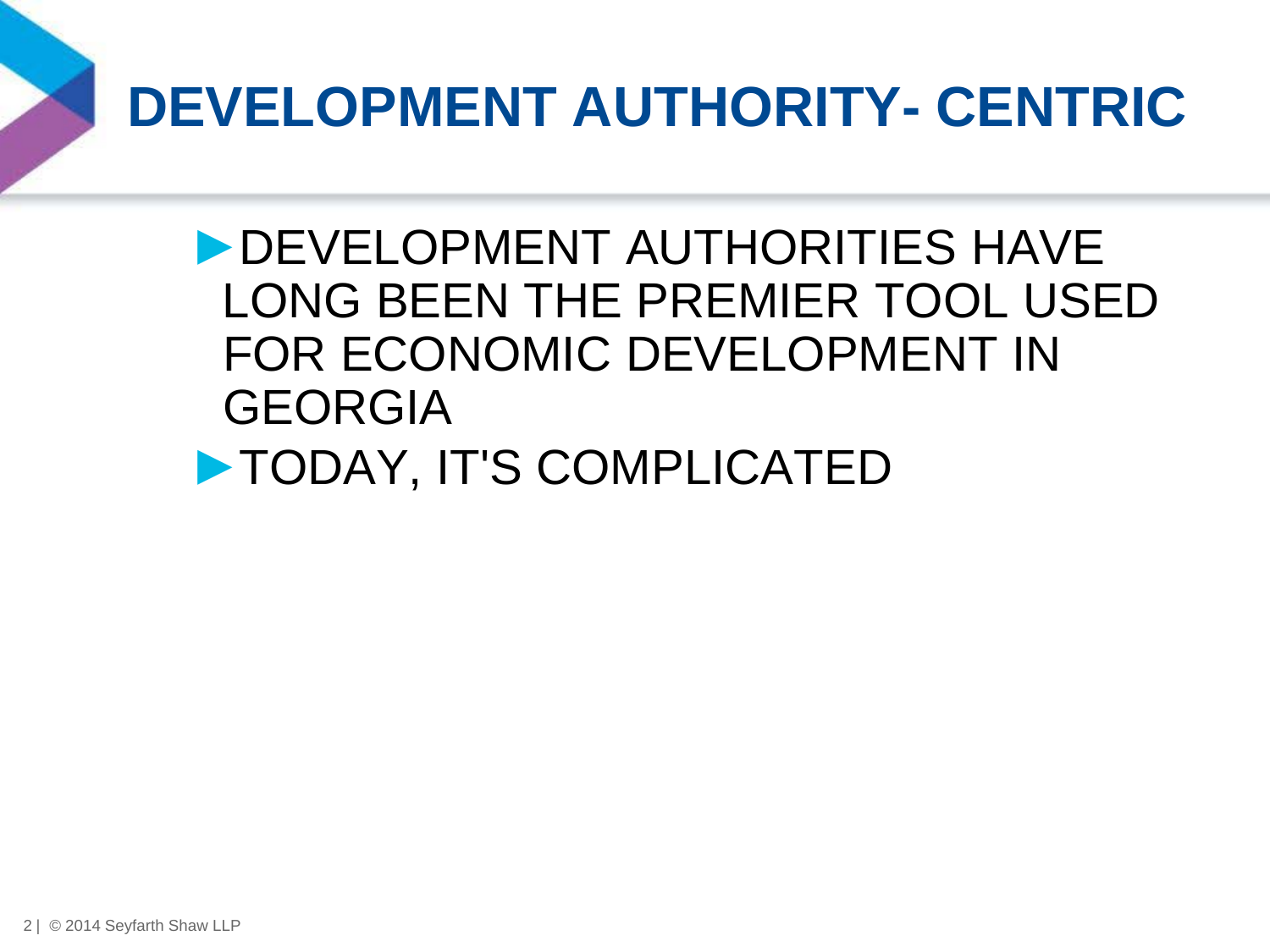# DEVELOPMENT AUTHORITY- CENTRIC

- DEVELOPMENT AUTHORITIES HAVE LONG BEEN THE PREMIER TOOL USED FOR ECONOMIC DEVELOPMENT IN GEORGIA
- TODAY, IT'S COMPLICATED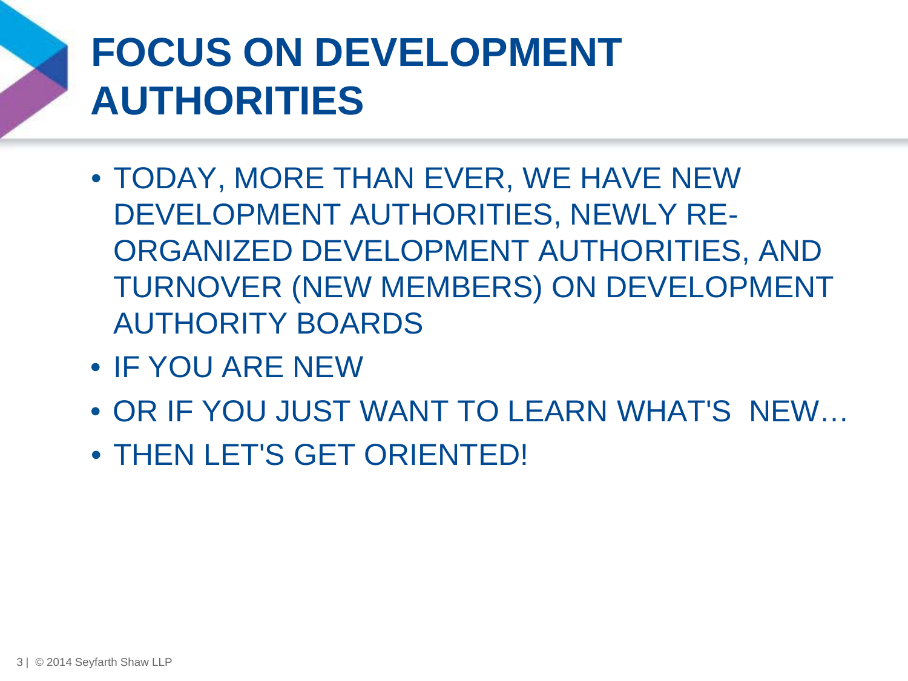# FOCUS ON DEVELOPMENT AUTHORITIES

- TODAY, MORE THAN EVER, WE HAVE NEW DEVELOPMENT AUTHORITIES, NEWLY RE-ORGANIZED DEVELOPMENT AUTHORITIES, AND TURNOVER (NEW MEMBERS) ON DEVELOPMENT AUTHORITY BOARDS
- IF YOU ARE NEW
- OR IF YOU JUST WANT TO LEARN WHAT'S NEW…
- THEN LET'S GET ORIENTED!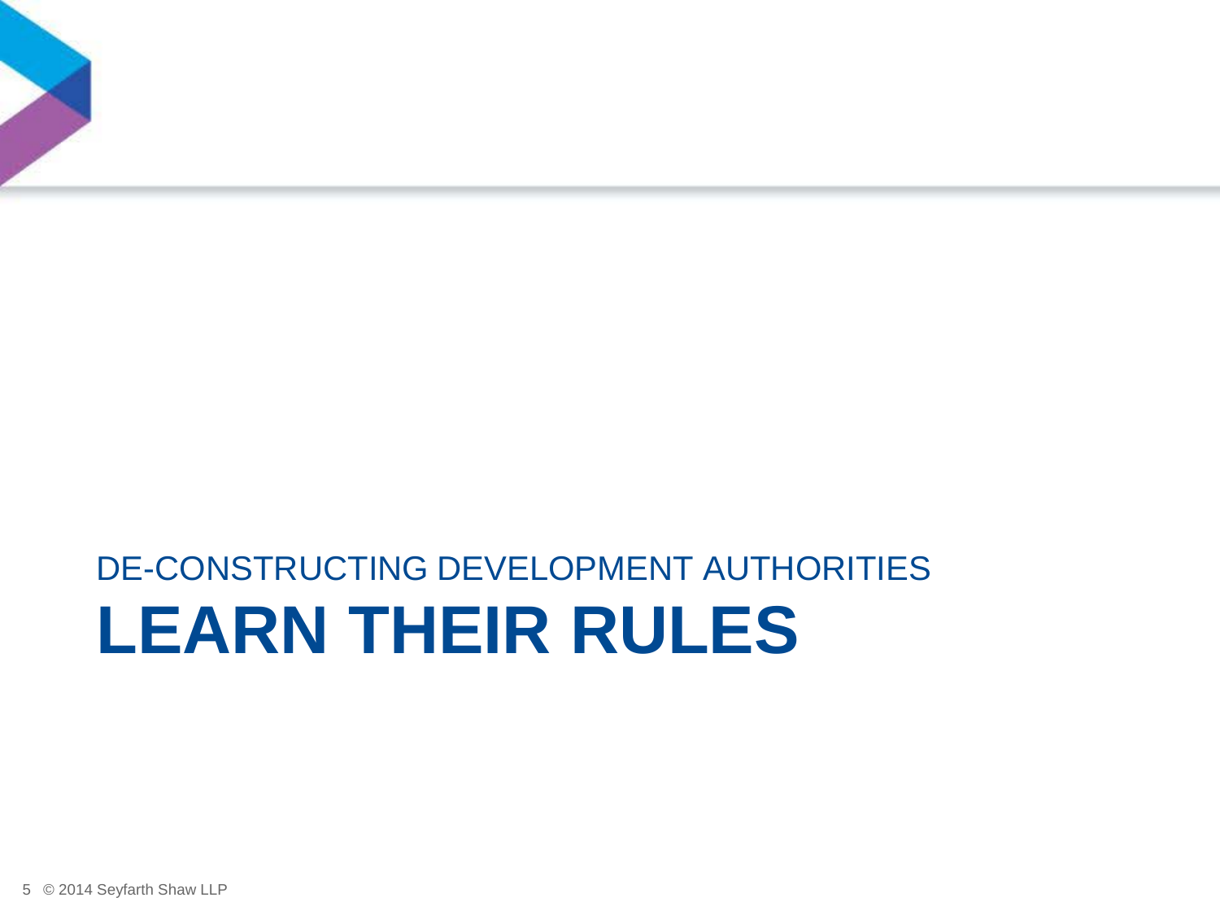DE-CONSTRUCTING DEVELOPMENT AUTHORITIES

# LEARN THEIR RULES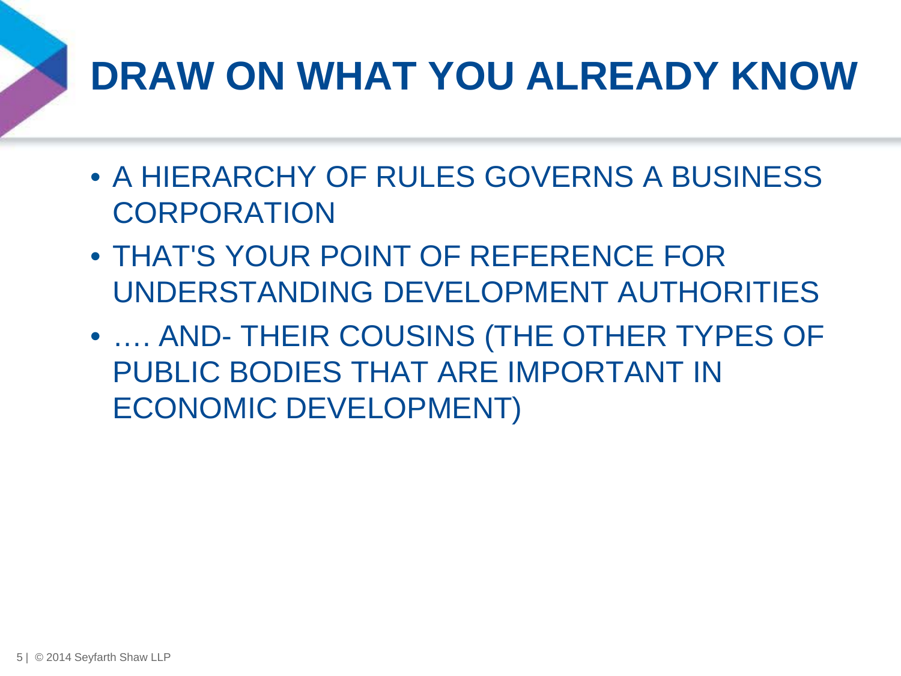# DRAW ON WHAT YOU ALREADY KNOW

- A HIERARCHY OF RULES GOVERNS A BUSINESS CORPORATION
- THAT'S YOUR POINT OF REFERENCE FOR UNDERSTANDING DEVELOPMENT AUTHORITIES
- …. AND- THEIR COUSINS (THE OTHER TYPES OF PUBLIC BODIES THAT ARE IMPORTANT IN ECONOMIC DEVELOPMENT)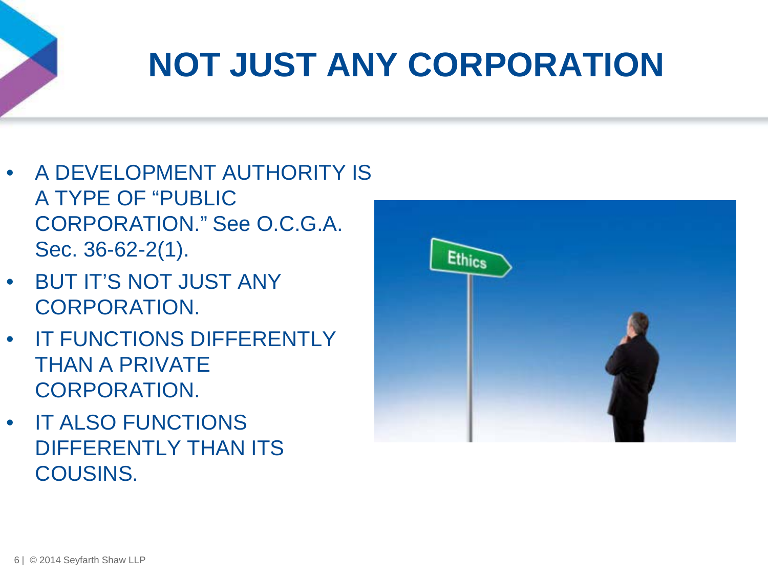# NOT JUST ANY CORPORATION

- A DEVELOPMENT AUTHORITY IS A TYPE OF "PUBLIC CORPORATION." See O.C.G.A. Sec. 36-62-2(1).
- BUT IT'S NOT JUST ANY CORPORATION.
- IT FUNCTIONS DIFFERENTLY THAN A PRIVATE CORPORATION.
- IT ALSO FUNCTIONS DIFFERENTLY THAN ITS COUSINS.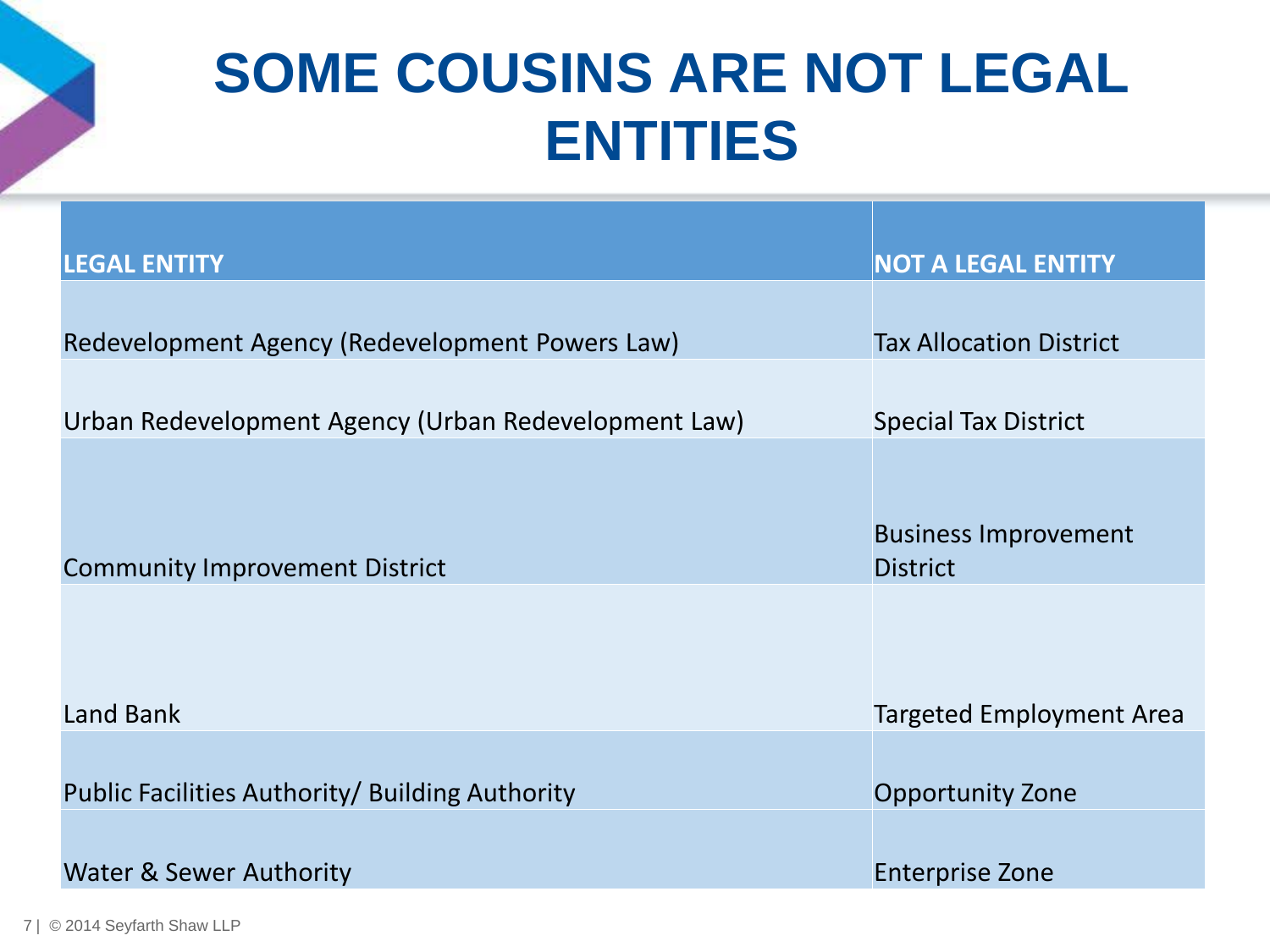# SOME COUSINS ARE NOT LEGAL ENTITIES

| LEGAL ENTITY | NOT A LEGAL ENTITY |
|---|---|
| Redevelopment Agency (Redevelopment Powers Law) | Tax Allocation District |
| Urban Redevelopment Agency (Urban Redevelopment Law) | Special Tax District |
| Community Improvement District | Business Improvement District |
| Land Bank | Targeted Employment Area |
| Public Facilities Authority/ Building Authority | Opportunity Zone |
| Water & Sewer Authority | Enterprise Zone |

© 2014 Seyfarth Shaw LLP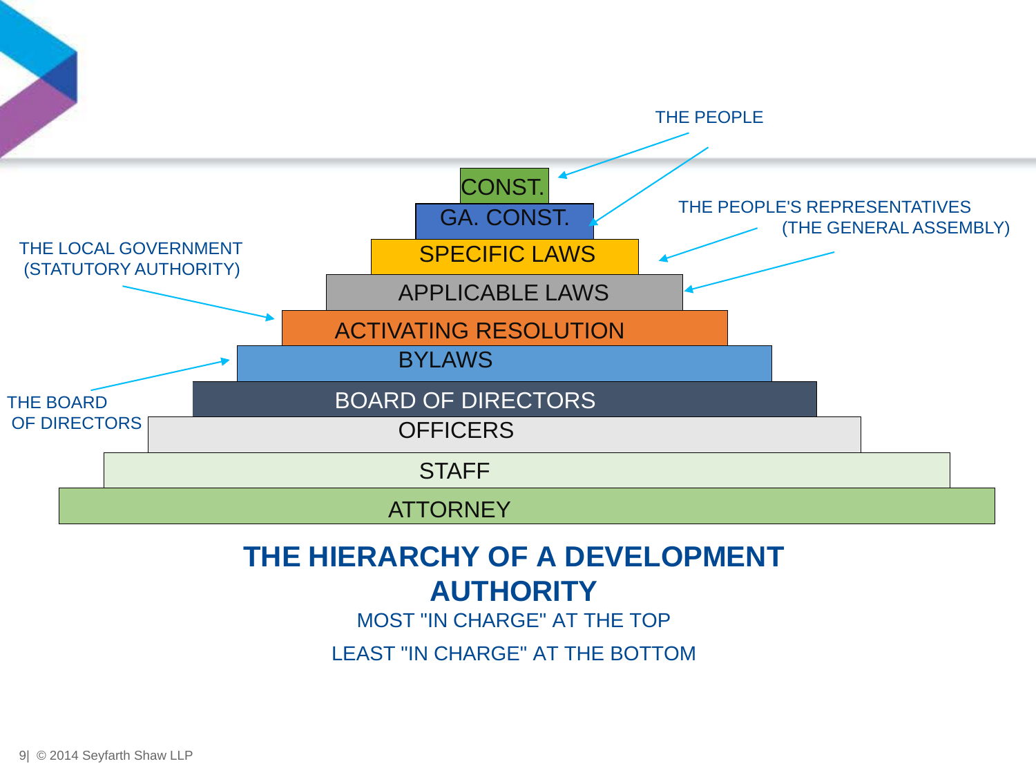THE PEOPLE

THE PEOPLE'S REPRESENTATIVES (THE GENERAL ASSEMBLY)

THE LOCAL GOVERNMENT (STATUTORY AUTHORITY)

THE BOARD OF DIRECTORS

- CONST.
- GA. CONST.
- SPECIFIC LAWS
- APPLICABLE LAWS
- ACTIVATING RESOLUTION
- BYLAWS
- BOARD OF DIRECTORS
- OFFICERS
- STAFF
- ATTORNEY

## THE HIERARCHY OF A DEVELOPMENT AUTHORITY

MOST "IN CHARGE" AT THE TOP

LEAST "IN CHARGE" AT THE BOTTOM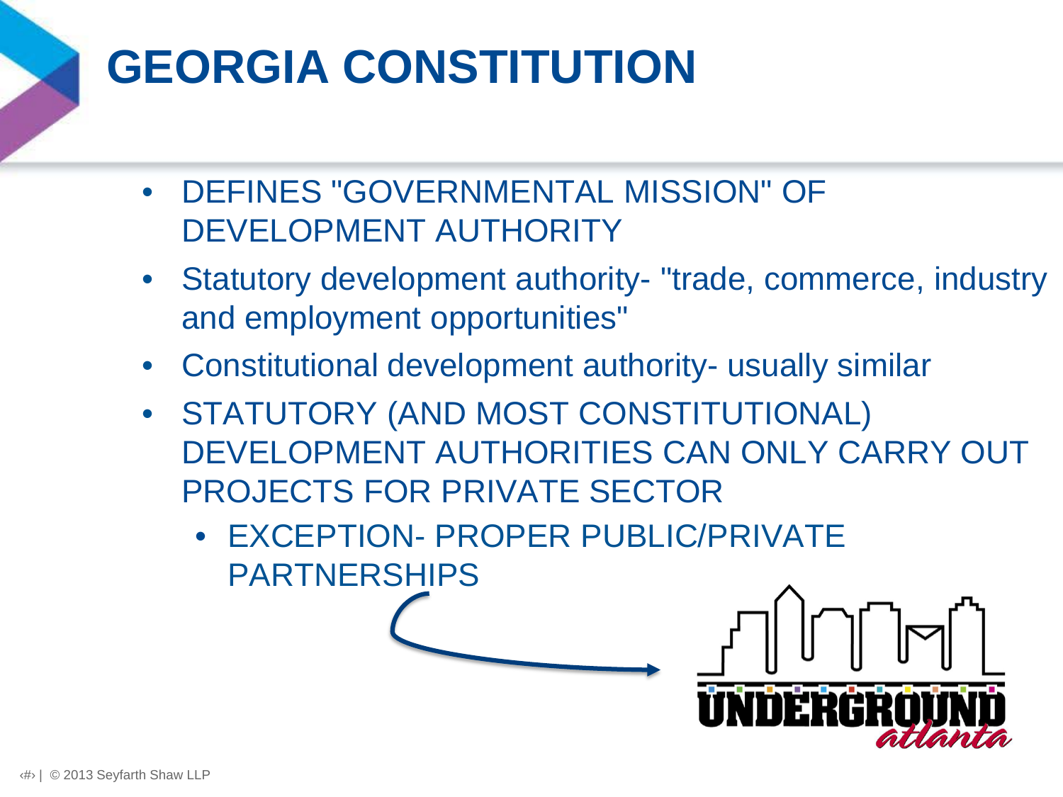# GEORGIA CONSTITUTION

- DEFINES "GOVERNMENTAL MISSION" OF DEVELOPMENT AUTHORITY
- Statutory development authority- "trade, commerce, industry and employment opportunities"
- Constitutional development authority- usually similar
- STATUTORY (AND MOST CONSTITUTIONAL) DEVELOPMENT AUTHORITIES CAN ONLY CARRY OUT PROJECTS FOR PRIVATE SECTOR
  - EXCEPTION- PROPER PUBLIC/PRIVATE PARTNERSHIPS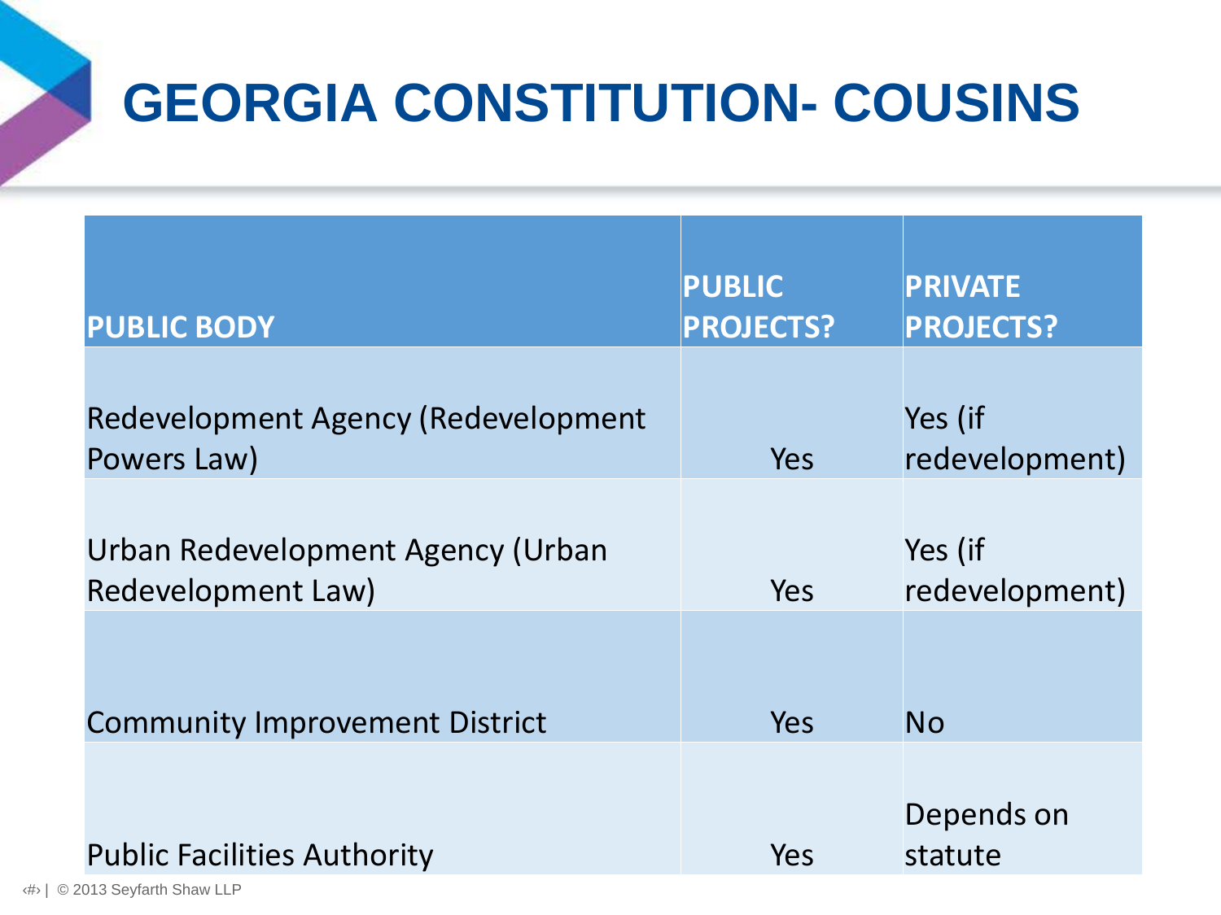# GEORGIA CONSTITUTION- COUSINS

| PUBLIC BODY | PUBLIC PROJECTS? | PRIVATE PROJECTS? |
| --- | --- | --- |
| Redevelopment Agency (Redevelopment Powers Law) | Yes | Yes (if redevelopment) |
| Urban Redevelopment Agency (Urban Redevelopment Law) | Yes | Yes (if redevelopment) |
| Community Improvement District | Yes | No |
| Public Facilities Authority | Yes | Depends on statute |

© 2013 Seyfarth Shaw LLP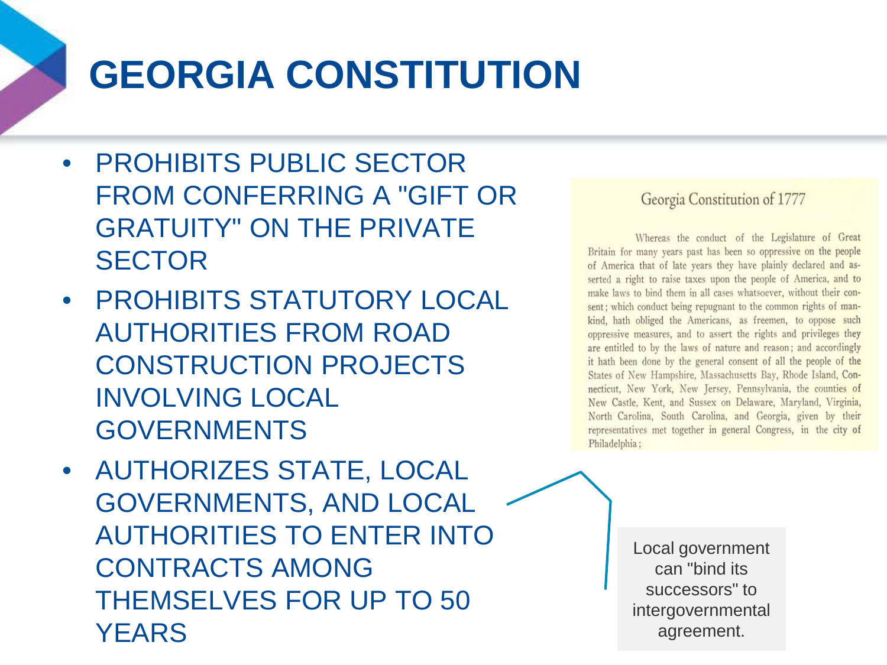# GEORGIA CONSTITUTION

- PROHIBITS PUBLIC SECTOR FROM CONFERRING A "GIFT OR GRATUITY" ON THE PRIVATE SECTOR
- PROHIBITS STATUTORY LOCAL AUTHORITIES FROM ROAD CONSTRUCTION PROJECTS INVOLVING LOCAL GOVERNMENTS
- AUTHORIZES STATE, LOCAL GOVERNMENTS, AND LOCAL AUTHORITIES TO ENTER INTO CONTRACTS AMONG THEMSELVES FOR UP TO 50 YEARS

Georgia Constitution of 1777

Whereas the conduct of the Legislature of Great Britain for many years past has been so oppressive on the people of America that of late years they have plainly declared and asserted a right to raise taxes upon the people of America, and to make laws to bind them in all cases whatsoever, without their consent; which conduct being repugnant to the common rights of mankind, hath obliged the Americans, as freemen, to oppose such oppressive measures, and to assert the rights and privileges they are entitled to by the laws of nature and reason; and accordingly it hath been done by the general consent of all the people of the States of New Hampshire, Massachusetts Bay, Rhode Island, Connecticut, New York, New Jersey, Pennsylvania, the counties of New Castle, Kent, and Sussex on Delaware, Maryland, Virginia, North Carolina, South Carolina, and Georgia, given by their representatives met together in general Congress, in the city of Philadelphia;

Local government can "bind its successors" to intergovernmental agreement.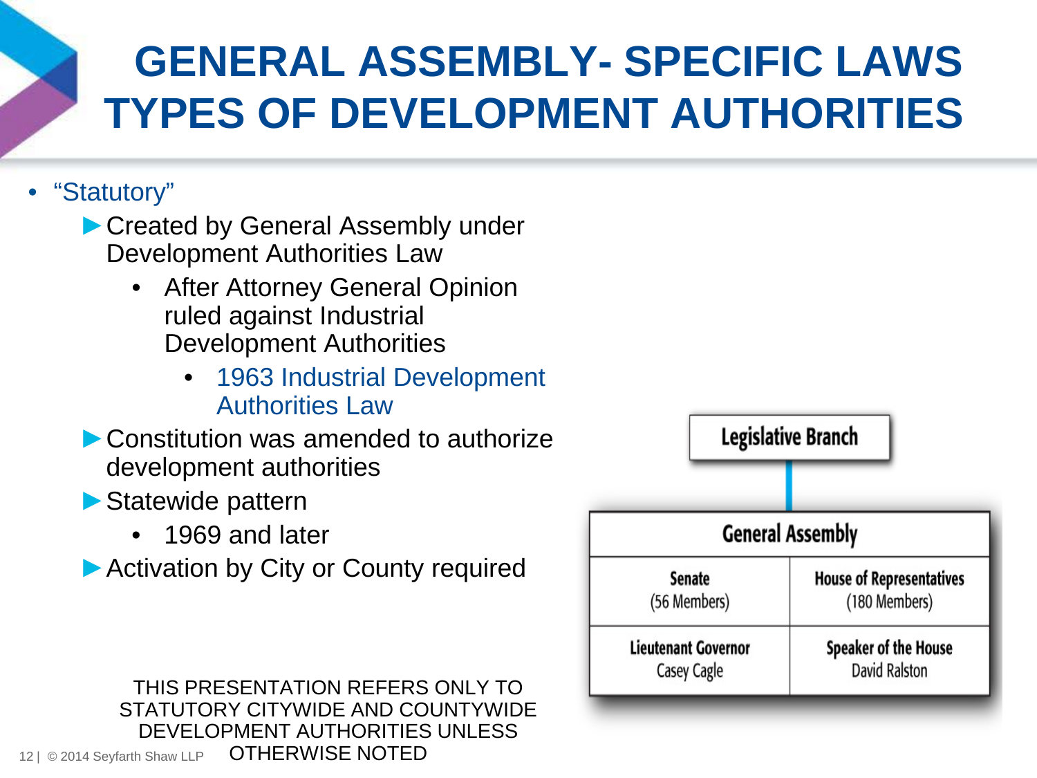# GENERAL ASSEMBLY- SPECIFIC LAWS TYPES OF DEVELOPMENT AUTHORITIES

- "Statutory"
  - Created by General Assembly under Development Authorities Law
    - After Attorney General Opinion ruled against Industrial Development Authorities
      - 1963 Industrial Development Authorities Law
  - Constitution was amended to authorize development authorities
  - Statewide pattern
    - 1969 and later
  - Activation by City or County required

**Legislative Branch**

| General Assembly | |
|---|---|
| Senate (56 Members) | House of Representatives (180 Members) |
| Lieutenant Governor Casey Cagle | Speaker of the House David Ralston |

THIS PRESENTATION REFERS ONLY TO STATUTORY CITYWIDE AND COUNTYWIDE DEVELOPMENT AUTHORITIES UNLESS OTHERWISE NOTED

© 2014 Seyfarth Shaw LLP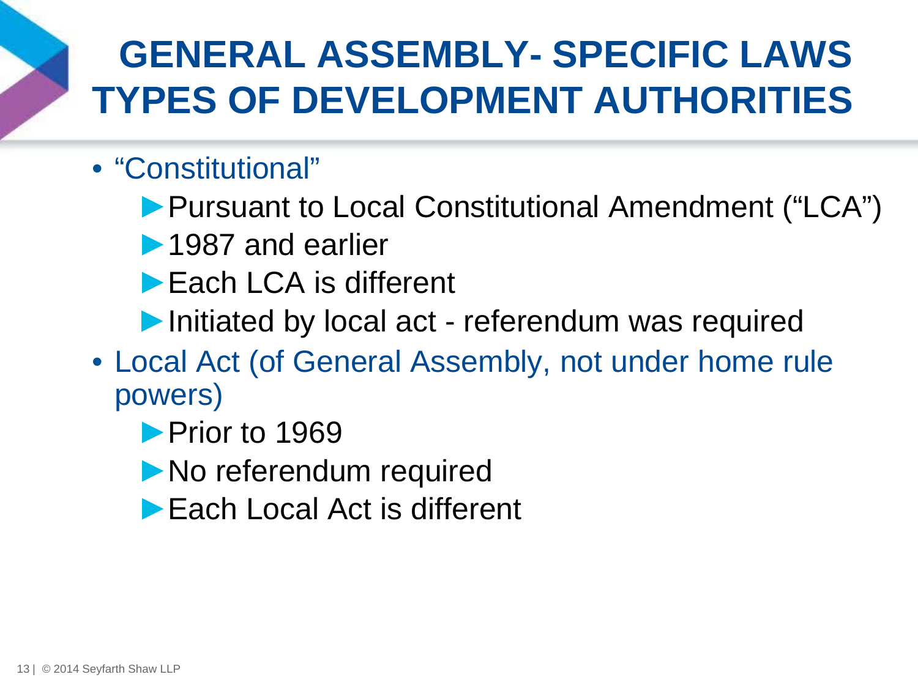# GENERAL ASSEMBLY- SPECIFIC LAWS TYPES OF DEVELOPMENT AUTHORITIES

- "Constitutional"
  - Pursuant to Local Constitutional Amendment ("LCA")
  - 1987 and earlier
  - Each LCA is different
  - Initiated by local act - referendum was required
- Local Act (of General Assembly, not under home rule powers)
  - Prior to 1969
  - No referendum required
  - Each Local Act is different

© 2014 Seyfarth Shaw LLP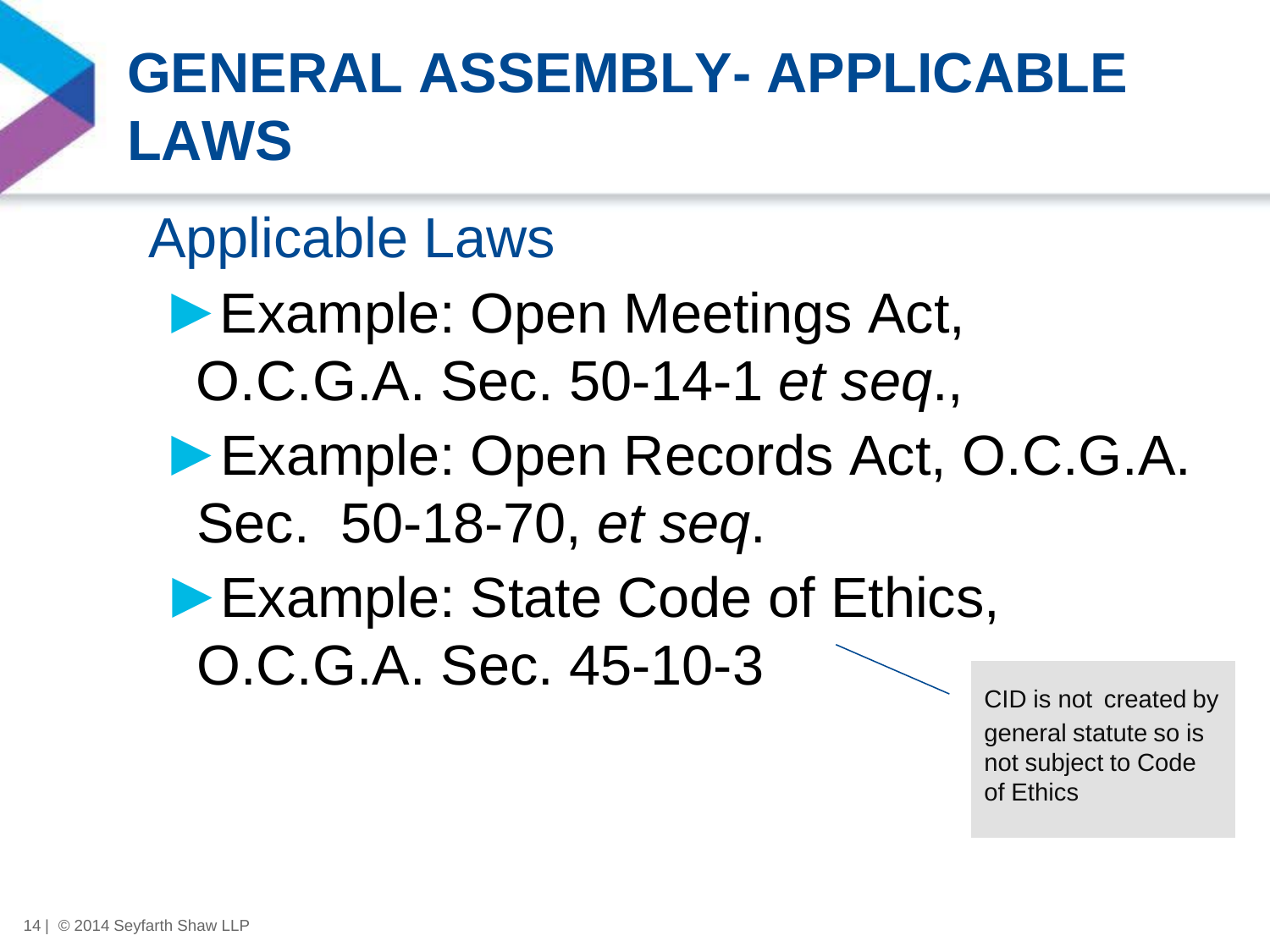# GENERAL ASSEMBLY- APPLICABLE LAWS

## Applicable Laws

- Example: Open Meetings Act, O.C.G.A. Sec. 50-14-1 *et seq*.,
- Example: Open Records Act, O.C.G.A. Sec. 50-18-70, *et seq*.
- Example: State Code of Ethics, O.C.G.A. Sec. 45-10-3

CID is not created by general statute so is not subject to Code of Ethics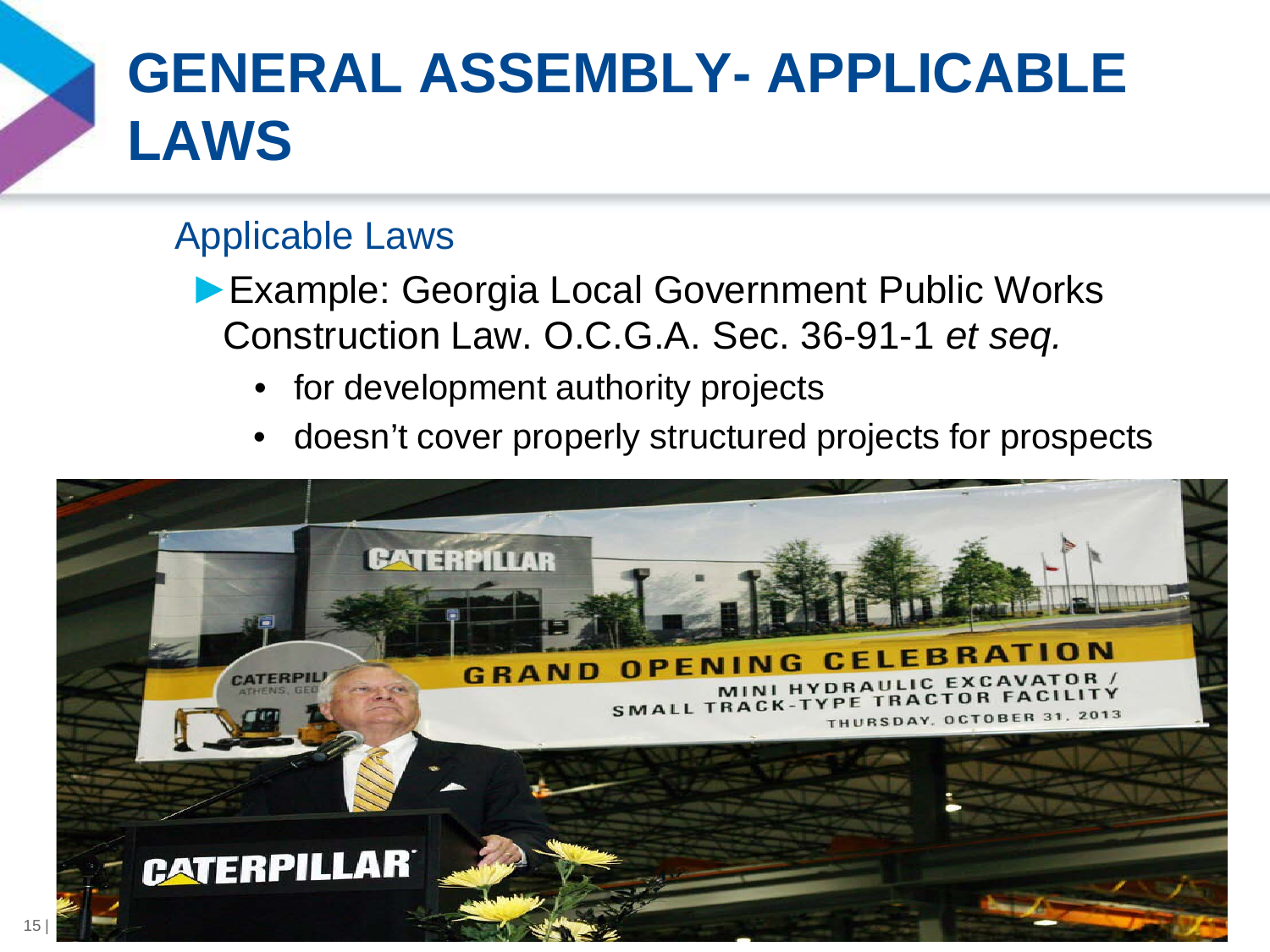# GENERAL ASSEMBLY- APPLICABLE LAWS

## Applicable Laws

- Example: Georgia Local Government Public Works Construction Law. O.C.G.A. Sec. 36-91-1 *et seq.*
  - for development authority projects
  - doesn't cover properly structured projects for prospects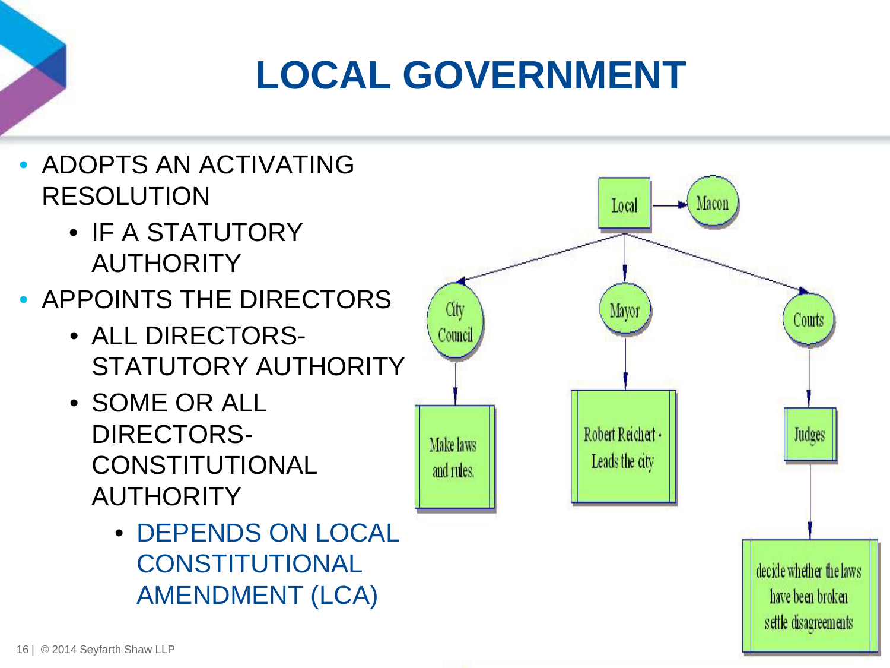# LOCAL GOVERNMENT

- ADOPTS AN ACTIVATING RESOLUTION
  - IF A STATUTORY AUTHORITY
- APPOINTS THE DIRECTORS
  - ALL DIRECTORS- STATUTORY AUTHORITY
  - SOME OR ALL DIRECTORS- CONSTITUTIONAL AUTHORITY
    - DEPENDS ON LOCAL CONSTITUTIONAL AMENDMENT (LCA)

Local → Macon

City Council → Make laws and rules.

Mayor → Robert Reichert - Leads the city

Courts → Judges → decide whether the laws have been broken settle disagreements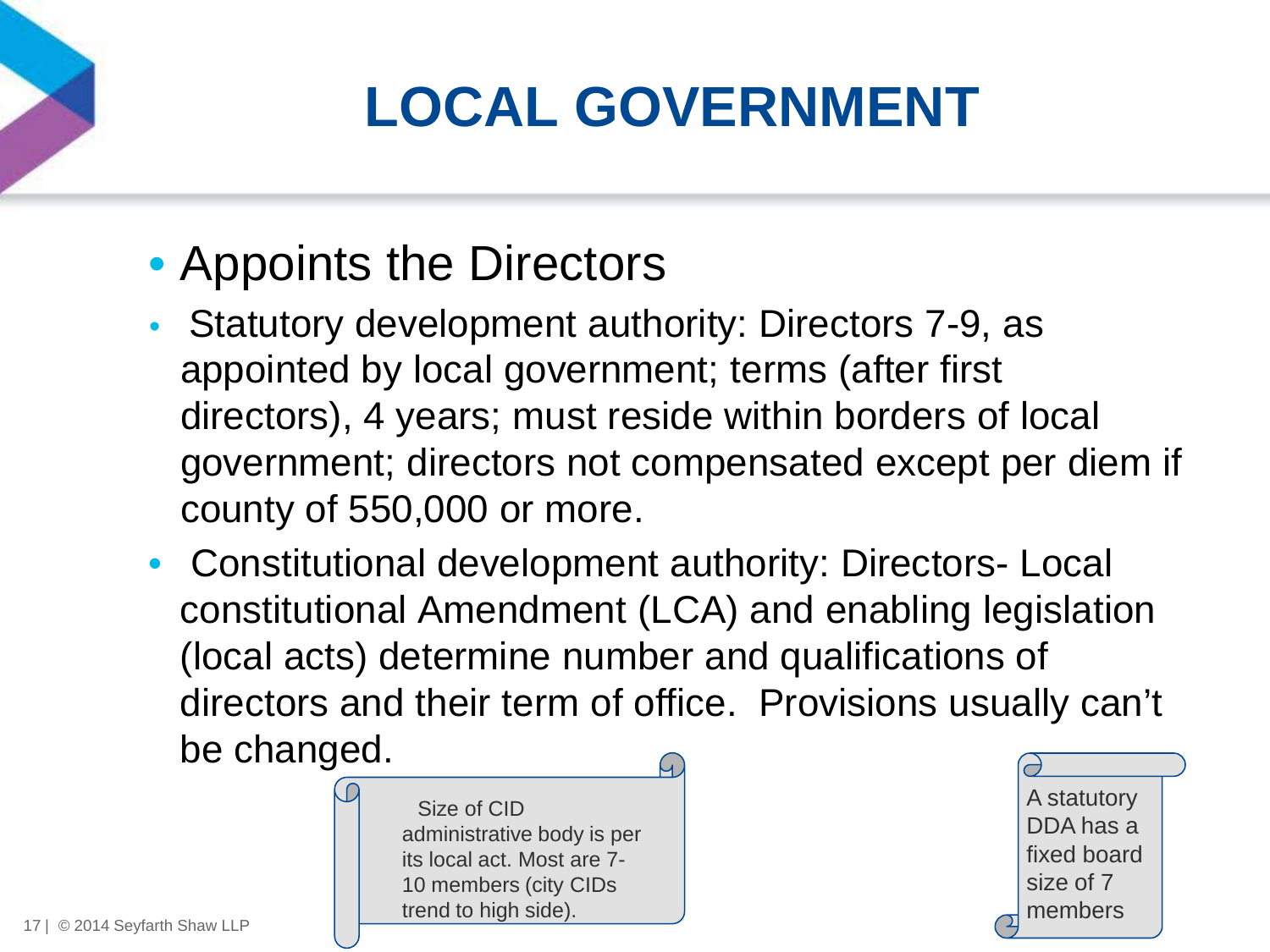# LOCAL GOVERNMENT

- Appoints the Directors
- Statutory development authority: Directors 7-9, as appointed by local government; terms (after first directors), 4 years; must reside within borders of local government; directors not compensated except per diem if county of 550,000 or more.
- Constitutional development authority: Directors- Local constitutional Amendment (LCA) and enabling legislation (local acts) determine number and qualifications of directors and their term of office. Provisions usually can't be changed.

Size of CID administrative body is per its local act. Most are 7-10 members (city CIDs trend to high side).

A statutory DDA has a fixed board size of 7 members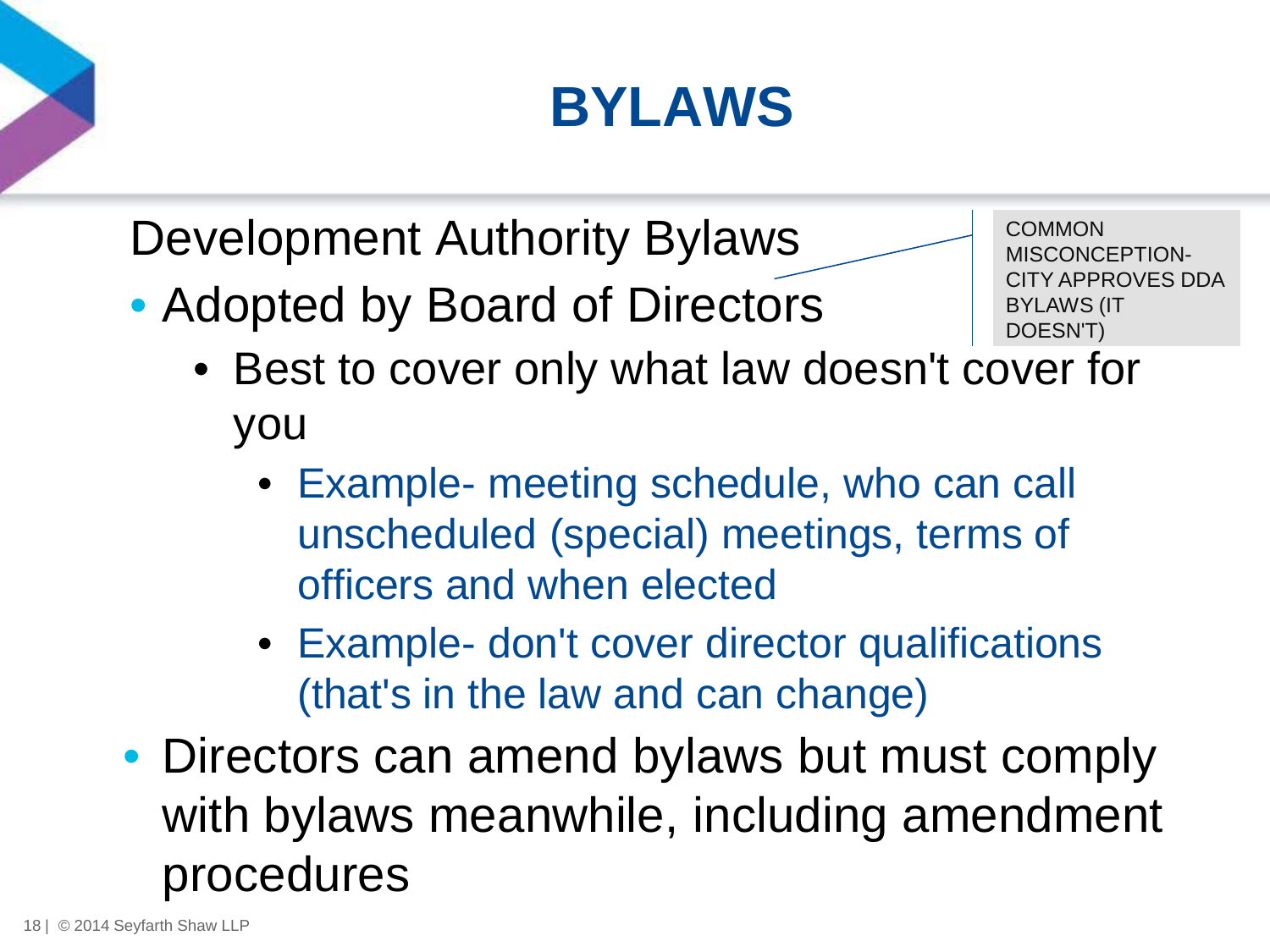# BYLAWS

Development Authority Bylaws

COMMON MISCONCEPTION- CITY APPROVES DDA BYLAWS (IT DOESN'T)

- Adopted by Board of Directors
  - Best to cover only what law doesn't cover for you
    - Example- meeting schedule, who can call unscheduled (special) meetings, terms of officers and when elected
    - Example- don't cover director qualifications (that's in the law and can change)
- Directors can amend bylaws but must comply with bylaws meanwhile, including amendment procedures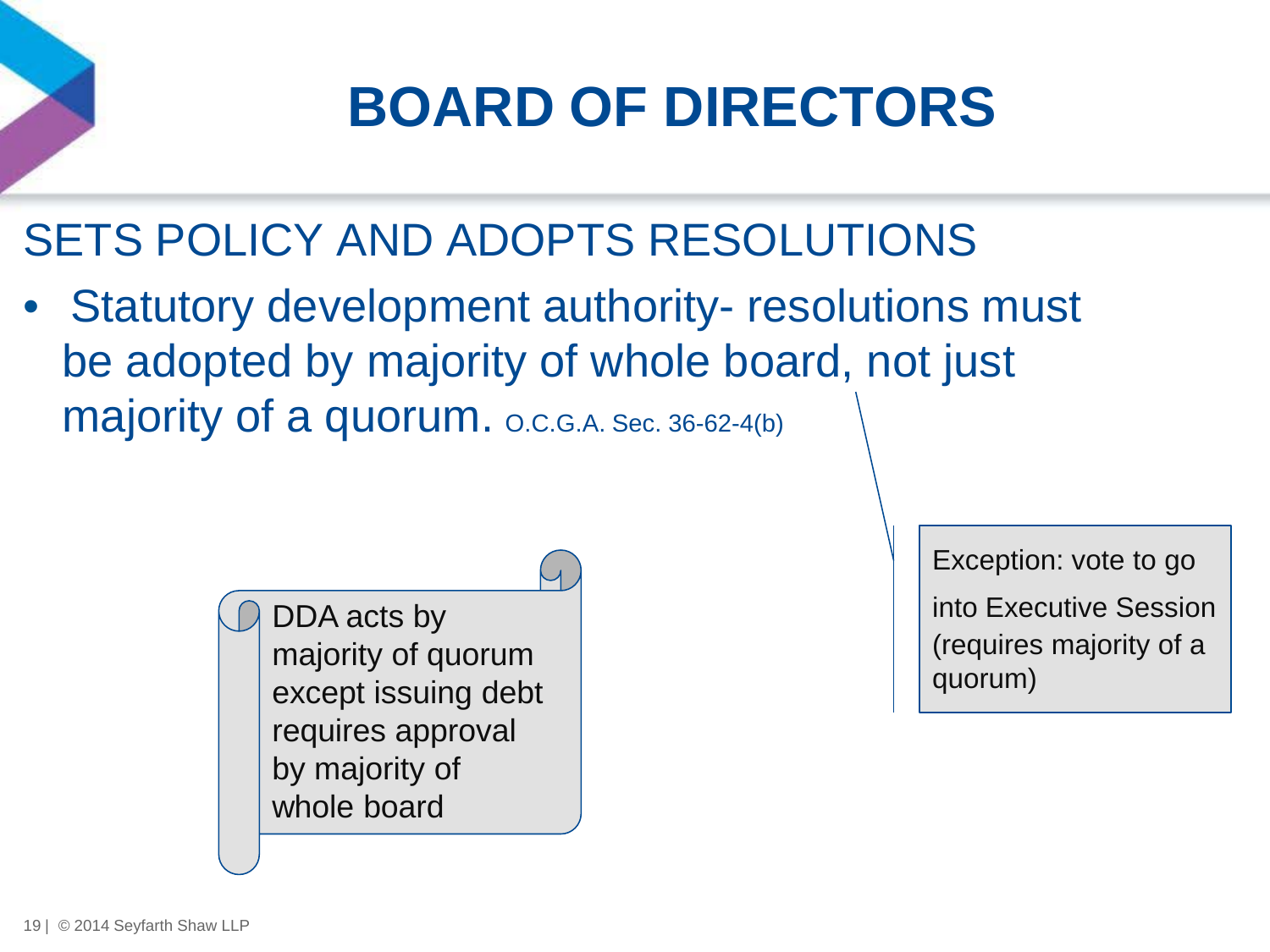# BOARD OF DIRECTORS

## SETS POLICY AND ADOPTS RESOLUTIONS

- Statutory development authority- resolutions must be adopted by majority of whole board, not just majority of a quorum. O.C.G.A. Sec. 36-62-4(b)

DDA acts by majority of quorum except issuing debt requires approval by majority of whole board

Exception: vote to go into Executive Session (requires majority of a quorum)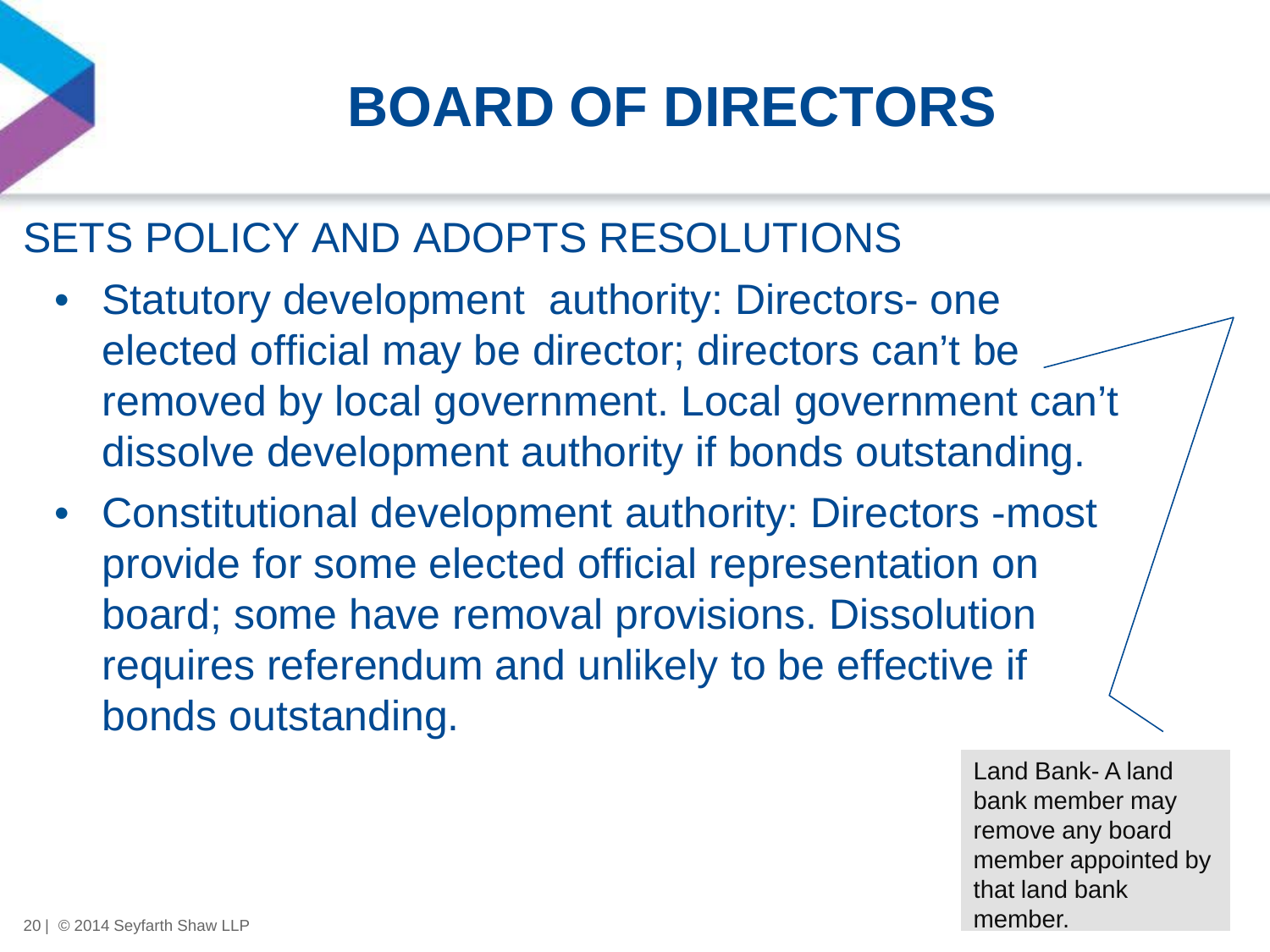# BOARD OF DIRECTORS

## SETS POLICY AND ADOPTS RESOLUTIONS

- Statutory development authority: Directors- one elected official may be director; directors can't be removed by local government. Local government can't dissolve development authority if bonds outstanding.
- Constitutional development authority: Directors -most provide for some elected official representation on board; some have removal provisions. Dissolution requires referendum and unlikely to be effective if bonds outstanding.

Land Bank- A land bank member may remove any board member appointed by that land bank member.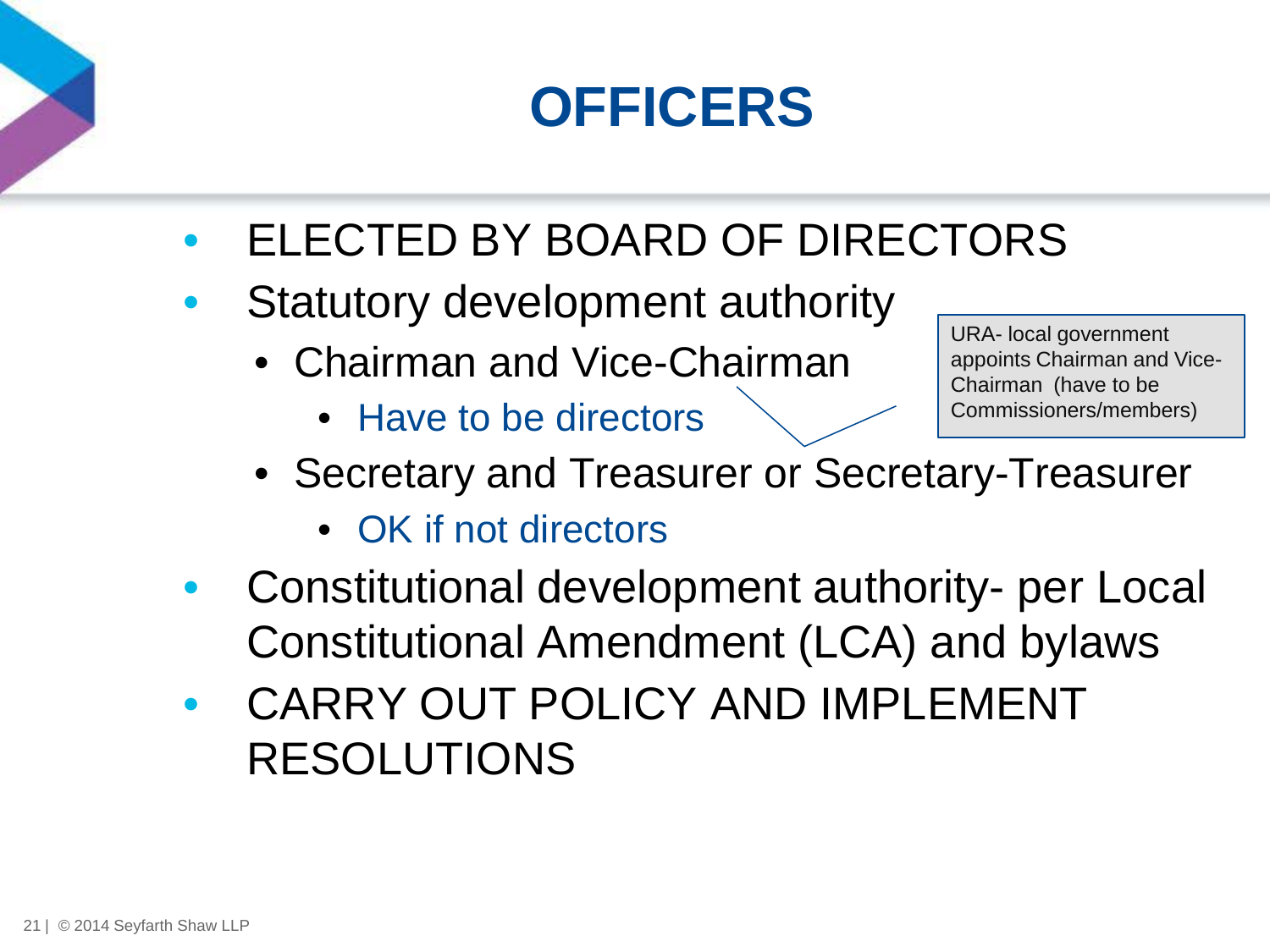# OFFICERS

- ELECTED BY BOARD OF DIRECTORS
- Statutory development authority
  - Chairman and Vice-Chairman
    - Have to be directors
  - Secretary and Treasurer or Secretary-Treasurer
    - OK if not directors
- Constitutional development authority- per Local Constitutional Amendment (LCA) and bylaws
- CARRY OUT POLICY AND IMPLEMENT RESOLUTIONS

URA- local government appoints Chairman and Vice-Chairman (have to be Commissioners/members)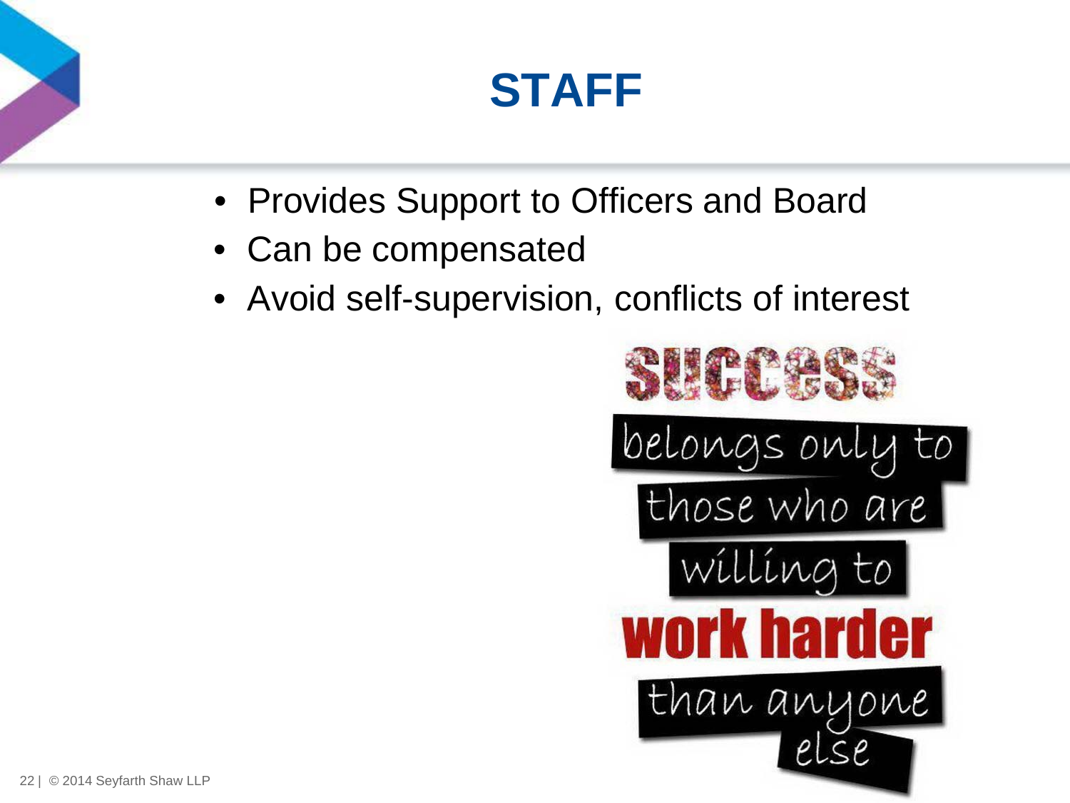# STAFF

- Provides Support to Officers and Board
- Can be compensated
- Avoid self-supervision, conflicts of interest

SUCCESS belongs only to those who are willing to **work harder** than anyone else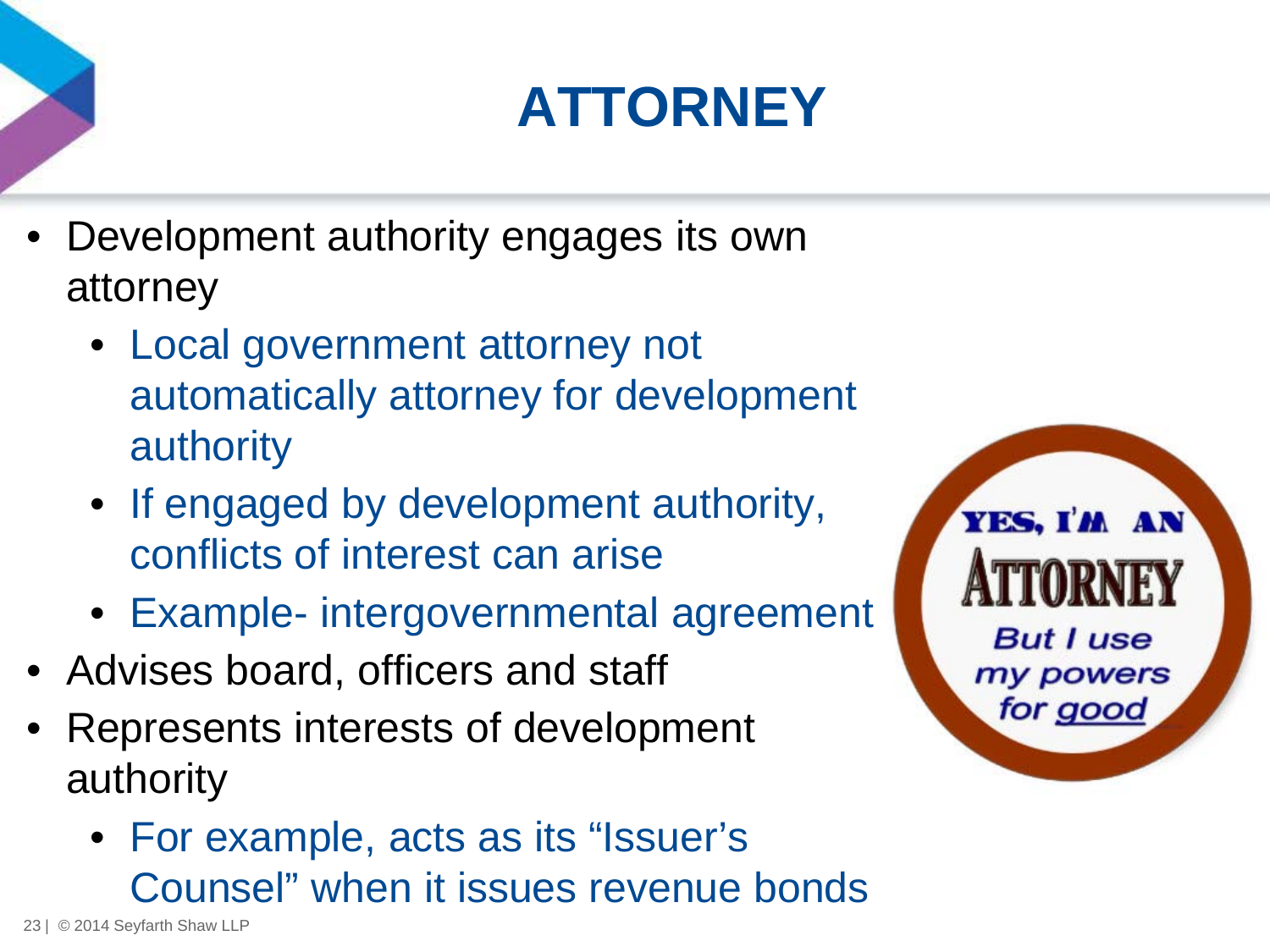# ATTORNEY

- Development authority engages its own attorney
  - Local government attorney not automatically attorney for development authority
  - If engaged by development authority, conflicts of interest can arise
  - Example- intergovernmental agreement
- Advises board, officers and staff
- Represents interests of development authority
  - For example, acts as its “Issuer’s Counsel” when it issues revenue bonds

YES, I'M AN ATTORNEY But I use my powers for good

© 2014 Seyfarth Shaw LLP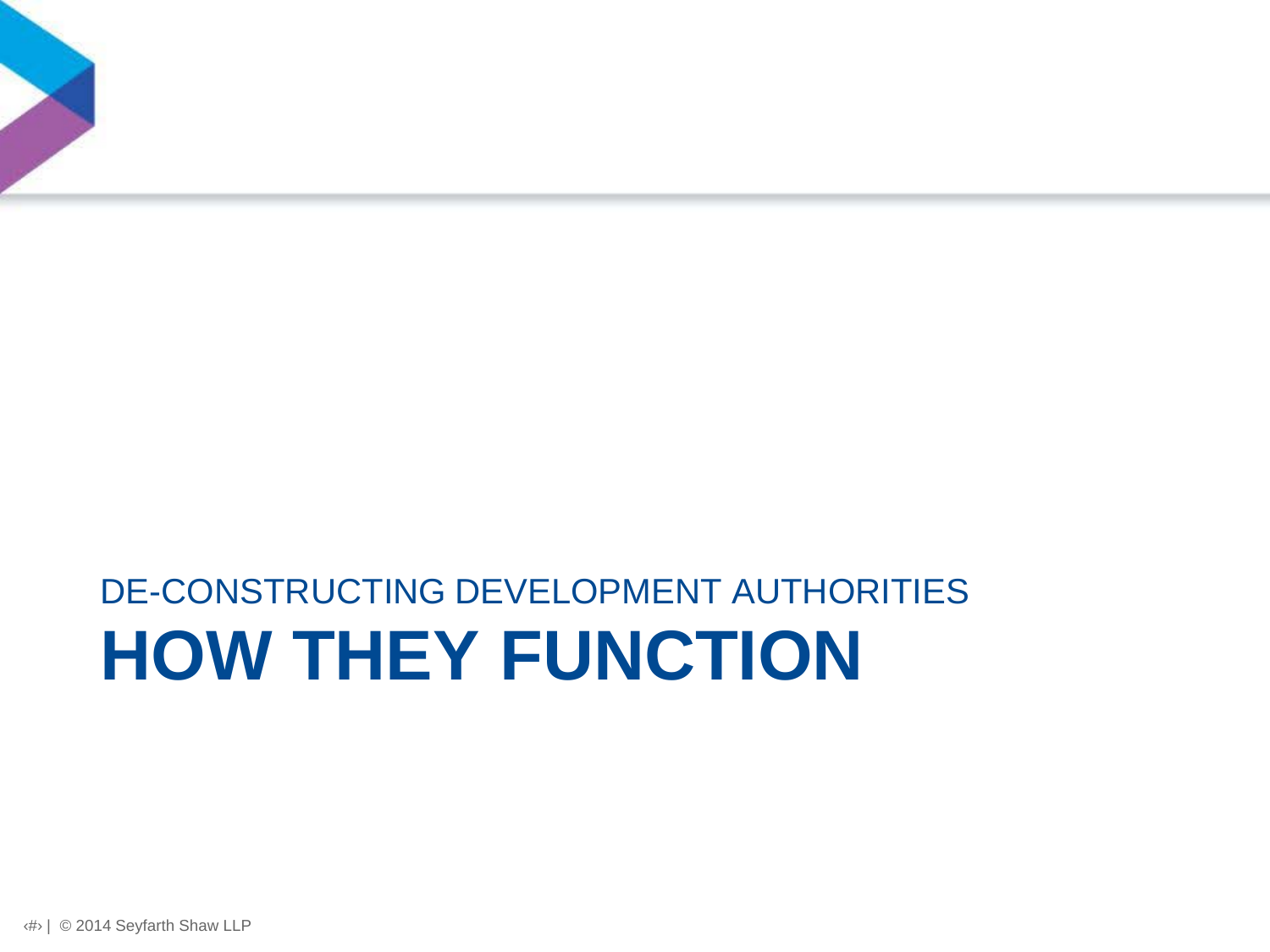DE-CONSTRUCTING DEVELOPMENT AUTHORITIES

# HOW THEY FUNCTION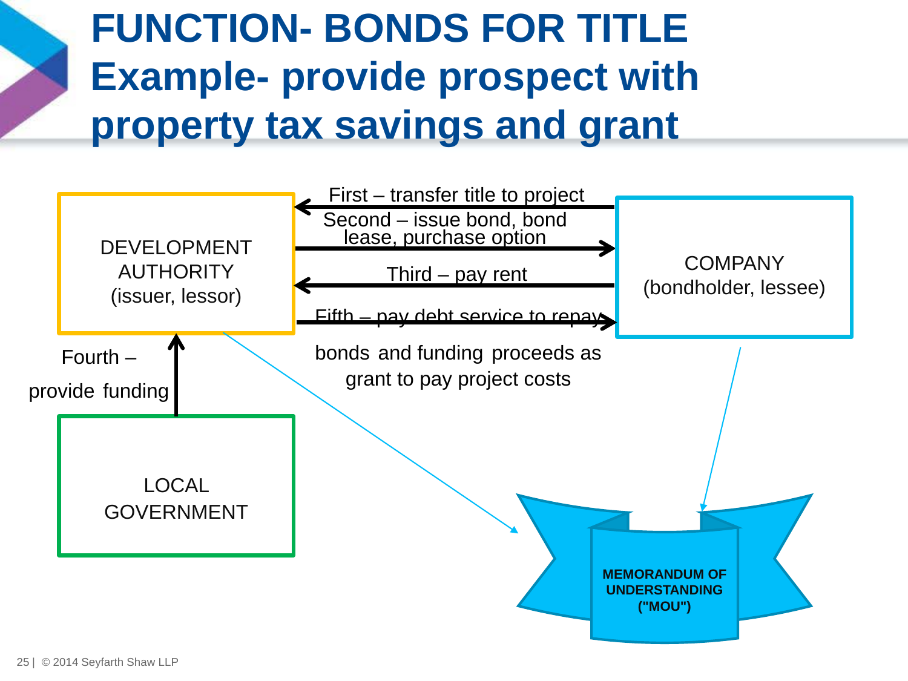# FUNCTION- BONDS FOR TITLE
## Example- provide prospect with property tax savings and grant

DEVELOPMENT AUTHORITY (issuer, lessor)

COMPANY (bondholder, lessee)

LOCAL GOVERNMENT

First – transfer title to project

Second – issue bond, bond lease, purchase option

Third – pay rent

Fourth – provide funding

Fifth – pay debt service to repay bonds and funding proceeds as grant to pay project costs

MEMORANDUM OF UNDERSTANDING ("MOU")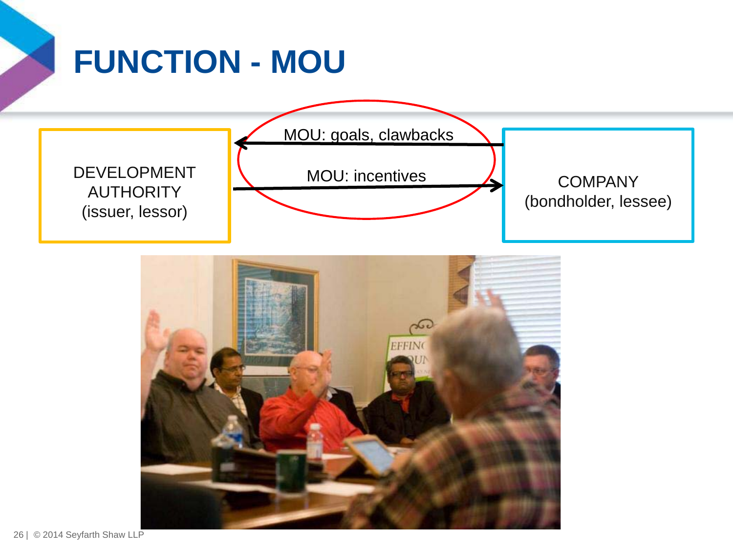# FUNCTION - MOU

DEVELOPMENT AUTHORITY (issuer, lessor)

MOU: goals, clawbacks

MOU: incentives

COMPANY (bondholder, lessee)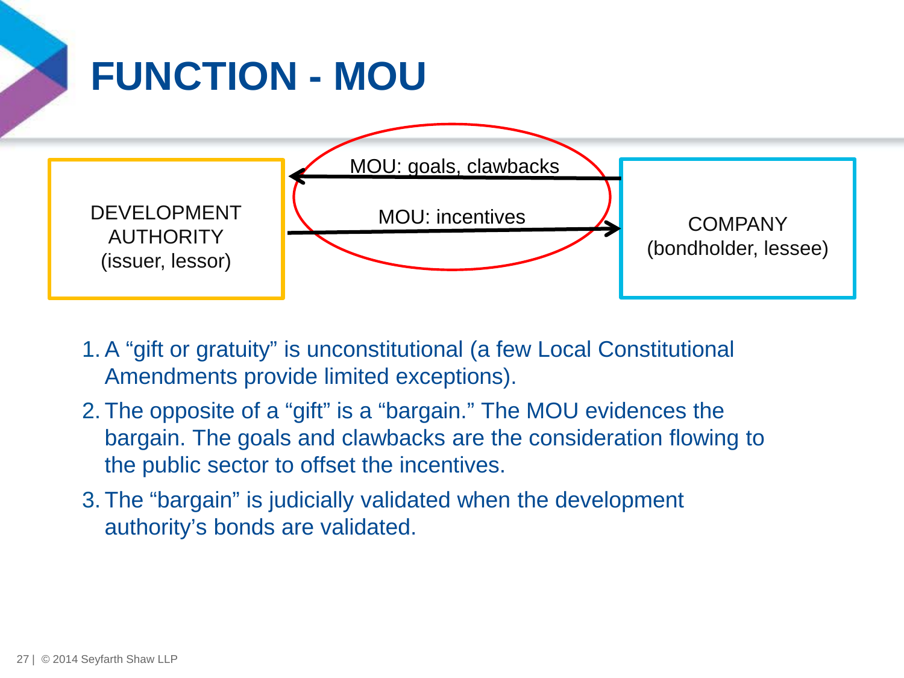# FUNCTION - MOU

DEVELOPMENT AUTHORITY (issuer, lessor)

MOU: goals, clawbacks

MOU: incentives

COMPANY (bondholder, lessee)

1. A "gift or gratuity" is unconstitutional (a few Local Constitutional Amendments provide limited exceptions).
2. The opposite of a "gift" is a "bargain." The MOU evidences the bargain. The goals and clawbacks are the consideration flowing to the public sector to offset the incentives.
3. The "bargain" is judicially validated when the development authority's bonds are validated.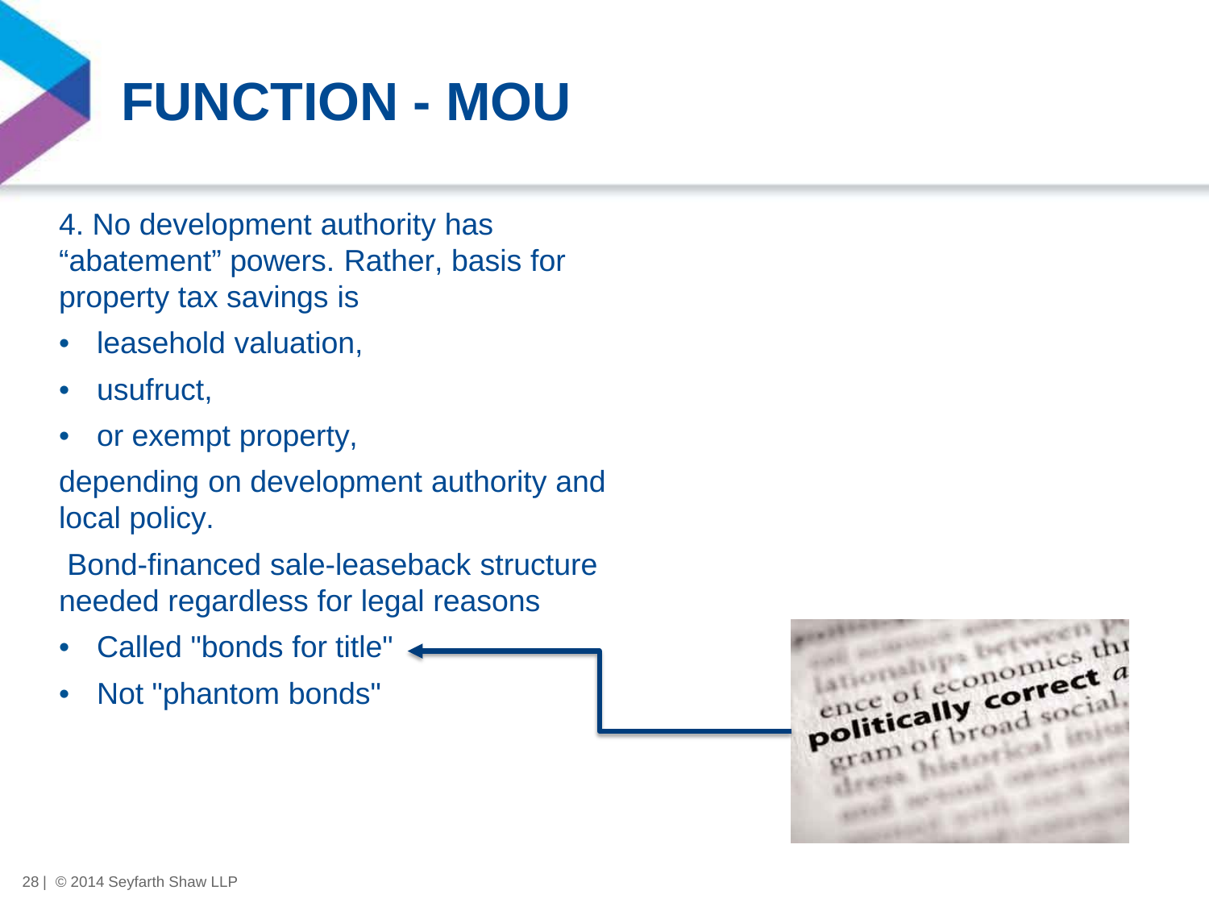# FUNCTION - MOU

4. No development authority has "abatement" powers. Rather, basis for property tax savings is

- leasehold valuation,
- usufruct,
- or exempt property,

depending on development authority and local policy.

Bond-financed sale-leaseback structure needed regardless for legal reasons

- Called "bonds for title"
- Not "phantom bonds"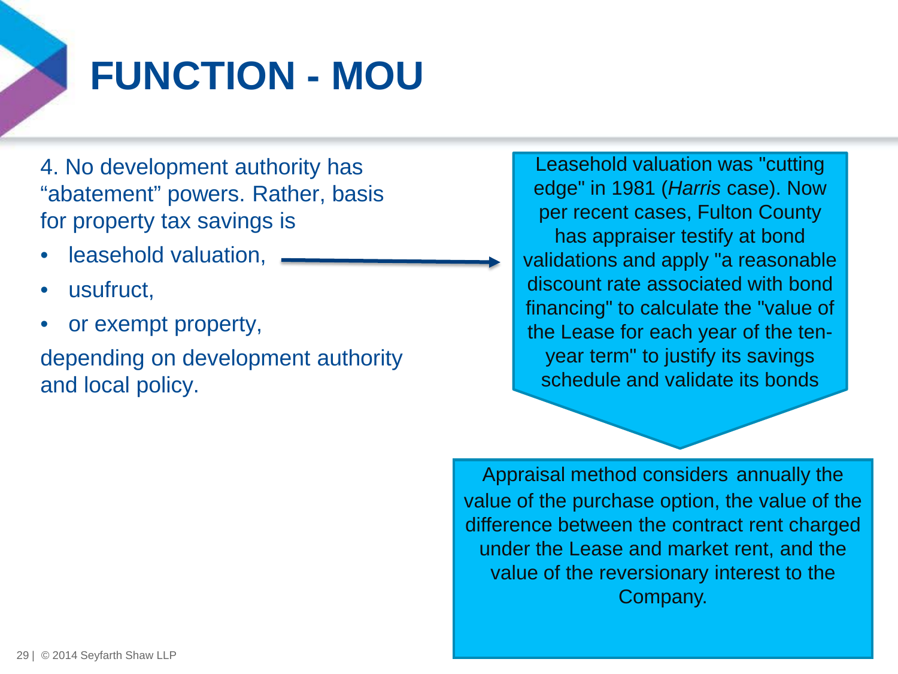# FUNCTION - MOU

4. No development authority has “abatement” powers. Rather, basis for property tax savings is

- leasehold valuation,
- usufruct,
- or exempt property,

depending on development authority and local policy.

Leasehold valuation was "cutting edge" in 1981 (*Harris* case). Now per recent cases, Fulton County has appraiser testify at bond validations and apply "a reasonable discount rate associated with bond financing" to calculate the "value of the Lease for each year of the ten-year term" to justify its savings schedule and validate its bonds

Appraisal method considers annually the value of the purchase option, the value of the difference between the contract rent charged under the Lease and market rent, and the value of the reversionary interest to the Company.

© 2014 Seyfarth Shaw LLP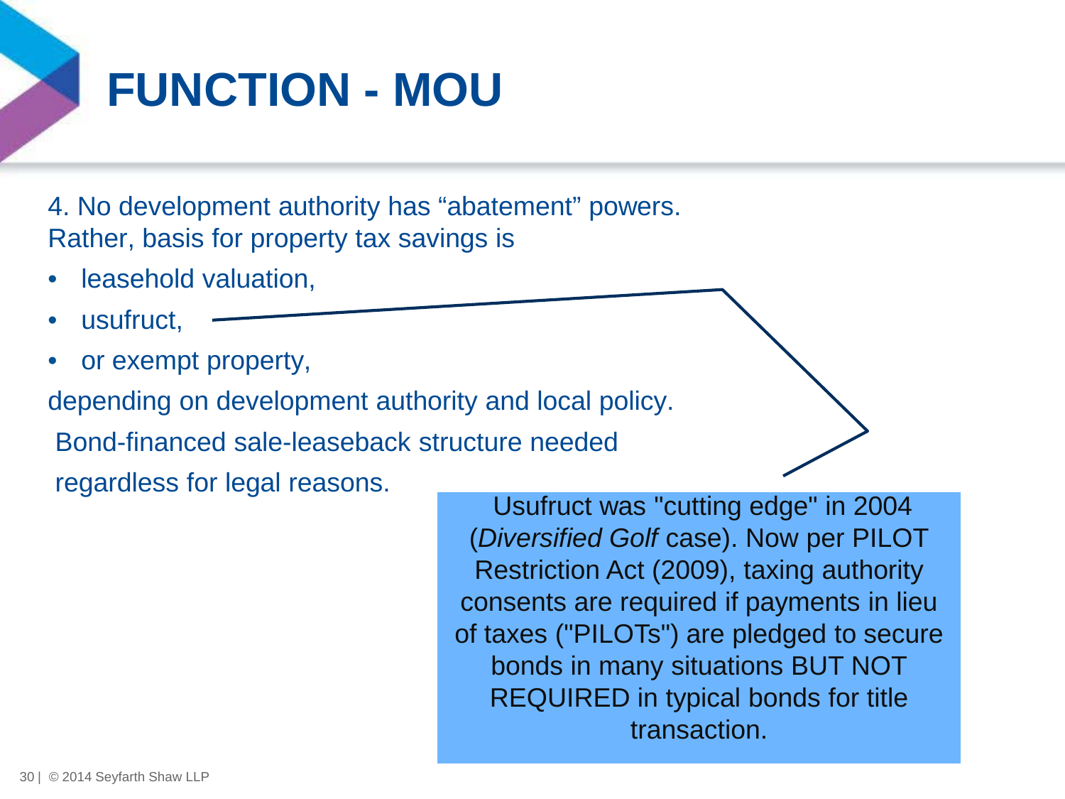# FUNCTION - MOU

4. No development authority has "abatement" powers. Rather, basis for property tax savings is

- leasehold valuation,
- usufruct,
- or exempt property,

depending on development authority and local policy.

Bond-financed sale-leaseback structure needed regardless for legal reasons.

Usufruct was "cutting edge" in 2004 (*Diversified Golf* case). Now per PILOT Restriction Act (2009), taxing authority consents are required if payments in lieu of taxes ("PILOTs") are pledged to secure bonds in many situations BUT NOT REQUIRED in typical bonds for title transaction.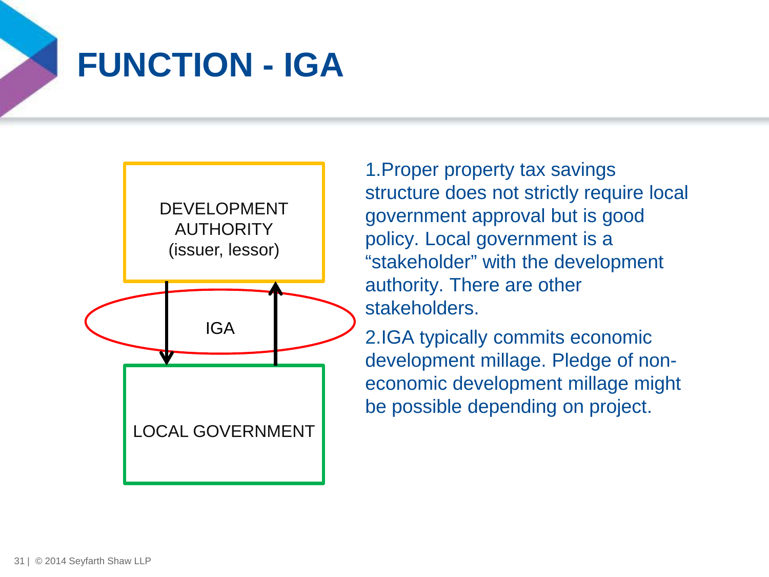# FUNCTION - IGA

DEVELOPMENT AUTHORITY (issuer, lessor)

IGA

LOCAL GOVERNMENT

1. Proper property tax savings structure does not strictly require local government approval but is good policy. Local government is a "stakeholder" with the development authority. There are other stakeholders.
2. IGA typically commits economic development millage. Pledge of non-economic development millage might be possible depending on project.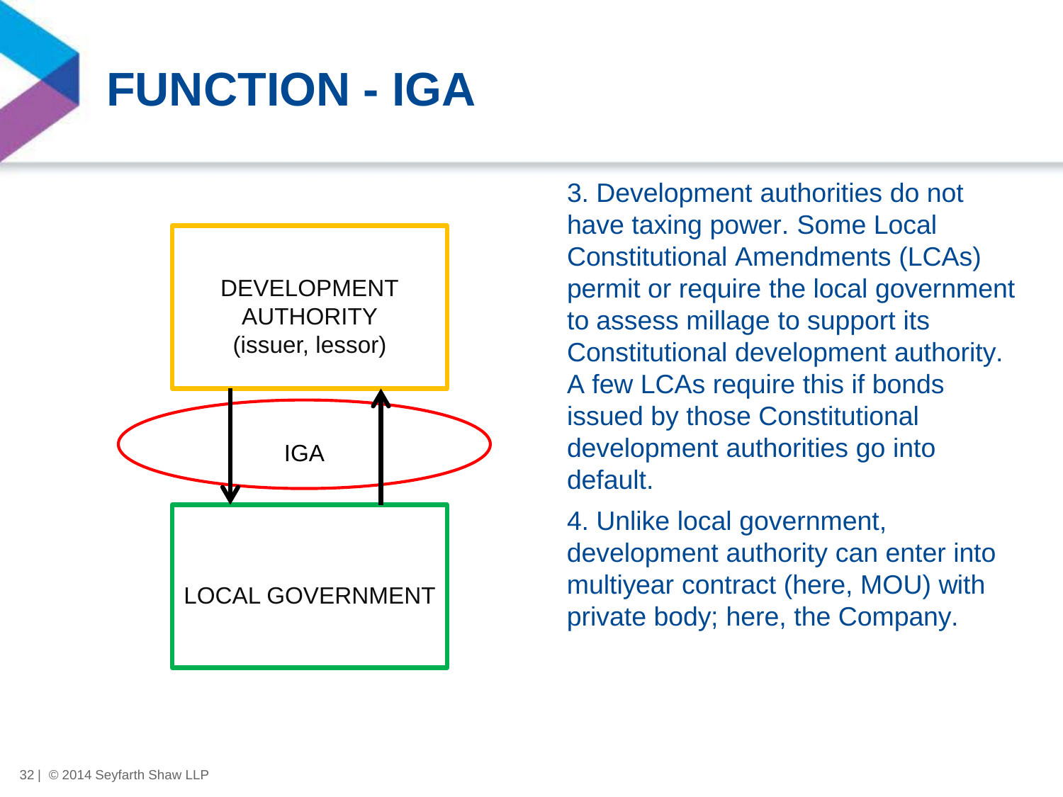# FUNCTION - IGA

DEVELOPMENT AUTHORITY (issuer, lessor)

IGA

LOCAL GOVERNMENT

3. Development authorities do not have taxing power. Some Local Constitutional Amendments (LCAs) permit or require the local government to assess millage to support its Constitutional development authority. A few LCAs require this if bonds issued by those Constitutional development authorities go into default.

4. Unlike local government, development authority can enter into multiyear contract (here, MOU) with private body; here, the Company.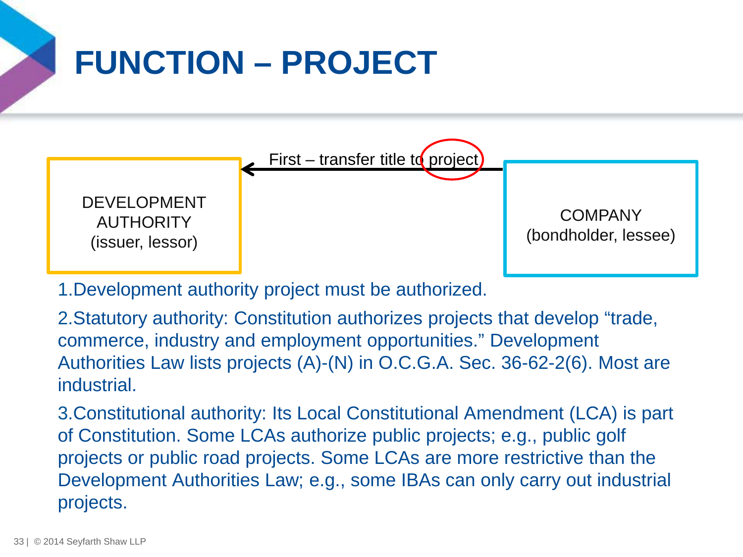# FUNCTION – PROJECT

DEVELOPMENT AUTHORITY (issuer, lessor) ← First – transfer title to project — COMPANY (bondholder, lessee)

1. Development authority project must be authorized.
2. Statutory authority: Constitution authorizes projects that develop "trade, commerce, industry and employment opportunities." Development Authorities Law lists projects (A)-(N) in O.C.G.A. Sec. 36-62-2(6). Most are industrial.
3. Constitutional authority: Its Local Constitutional Amendment (LCA) is part of Constitution. Some LCAs authorize public projects; e.g., public golf projects or public road projects. Some LCAs are more restrictive than the Development Authorities Law; e.g., some IBAs can only carry out industrial projects.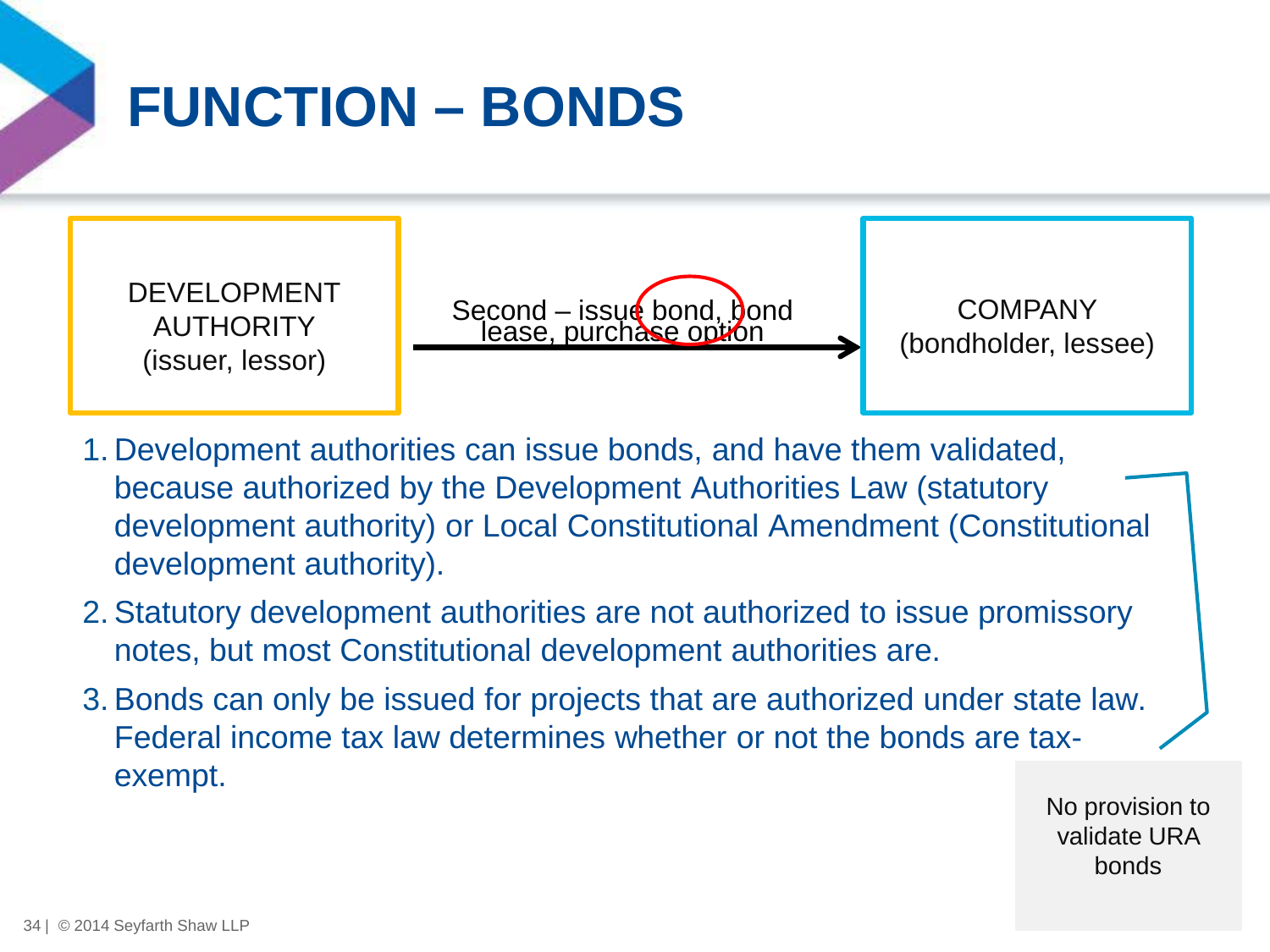# FUNCTION – BONDS

DEVELOPMENT AUTHORITY (issuer, lessor)

Second – issue bond, bond lease, purchase option →

COMPANY (bondholder, lessee)

1. Development authorities can issue bonds, and have them validated, because authorized by the Development Authorities Law (statutory development authority) or Local Constitutional Amendment (Constitutional development authority).
2. Statutory development authorities are not authorized to issue promissory notes, but most Constitutional development authorities are.
3. Bonds can only be issued for projects that are authorized under state law. Federal income tax law determines whether or not the bonds are tax-exempt.

No provision to validate URA bonds

© 2014 Seyfarth Shaw LLP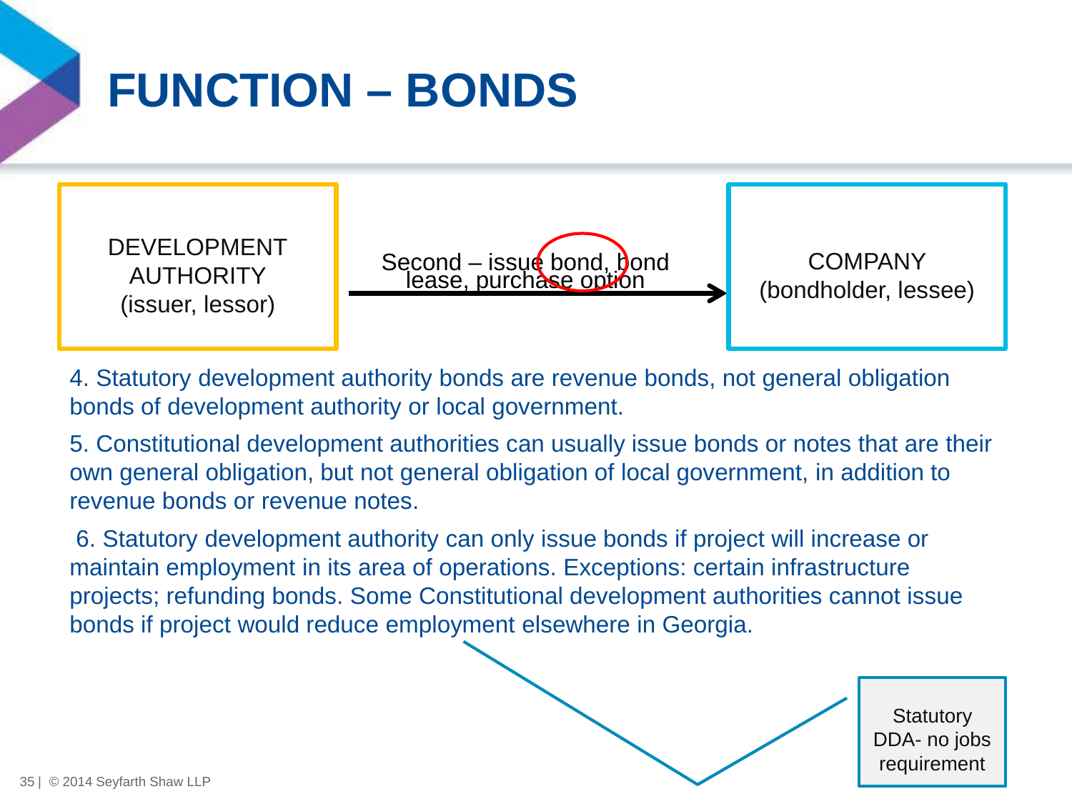# FUNCTION – BONDS

DEVELOPMENT AUTHORITY (issuer, lessor)

Second – issue bond, bond lease, purchase option →

COMPANY (bondholder, lessee)

4. Statutory development authority bonds are revenue bonds, not general obligation bonds of development authority or local government.

5. Constitutional development authorities can usually issue bonds or notes that are their own general obligation, but not general obligation of local government, in addition to revenue bonds or revenue notes.

6. Statutory development authority can only issue bonds if project will increase or maintain employment in its area of operations. Exceptions: certain infrastructure projects; refunding bonds. Some Constitutional development authorities cannot issue bonds if project would reduce employment elsewhere in Georgia.

Statutory DDA- no jobs requirement

© 2014 Seyfarth Shaw LLP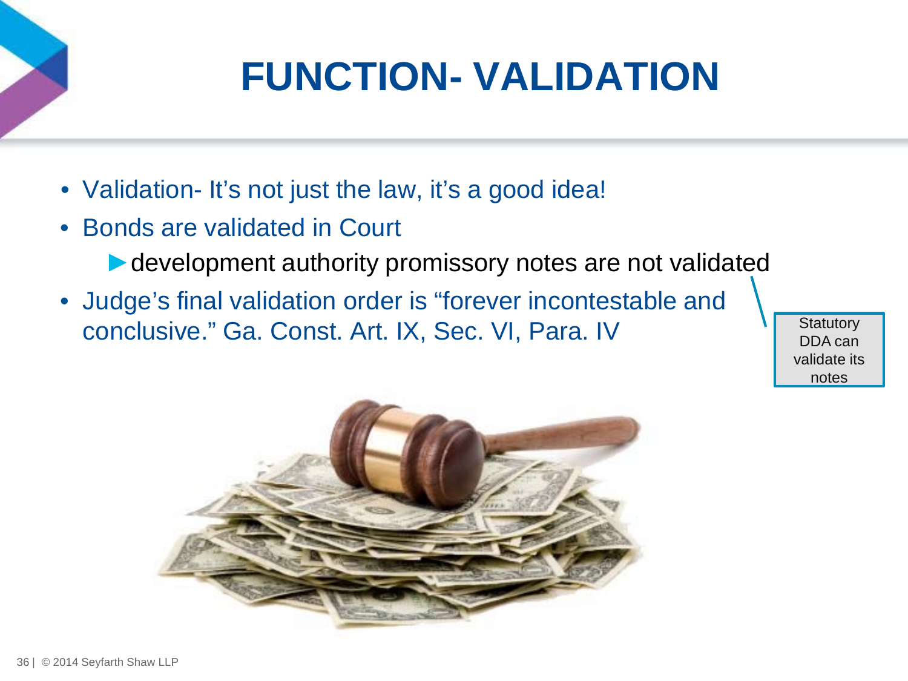# FUNCTION- VALIDATION

- Validation- It's not just the law, it's a good idea!
- Bonds are validated in Court
  - development authority promissory notes are not validated
- Judge's final validation order is "forever incontestable and conclusive." Ga. Const. Art. IX, Sec. VI, Para. IV

Statutory DDA can validate its notes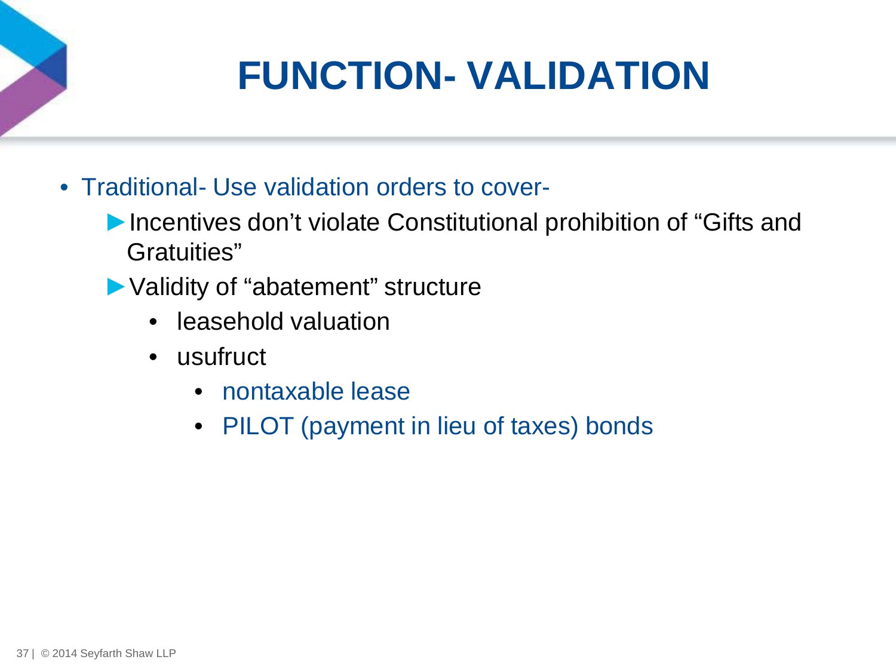# FUNCTION- VALIDATION

- Traditional- Use validation orders to cover-
  - ►Incentives don't violate Constitutional prohibition of "Gifts and Gratuities"
  - ►Validity of "abatement" structure
    - leasehold valuation
    - usufruct
      - nontaxable lease
      - PILOT (payment in lieu of taxes) bonds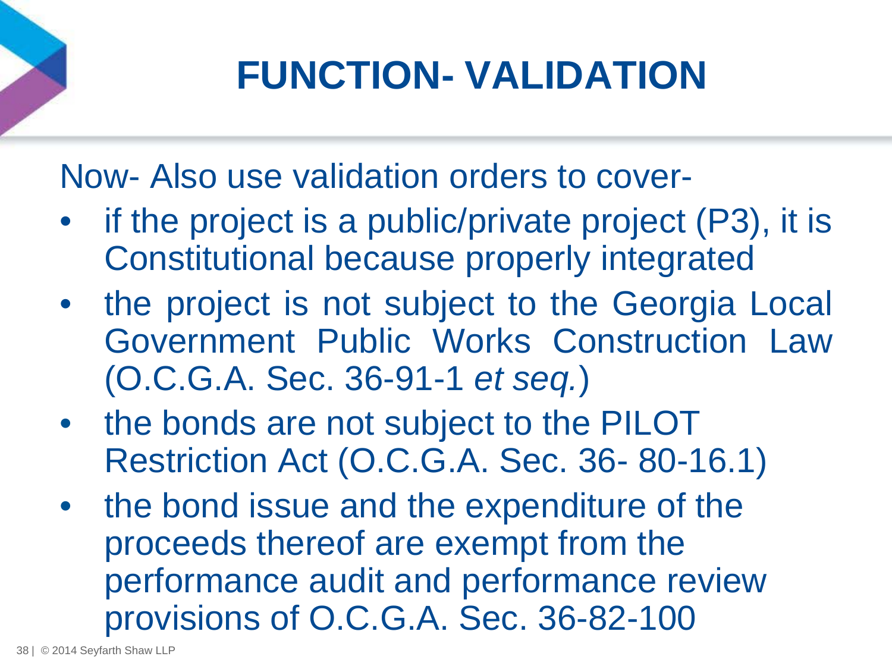# FUNCTION- VALIDATION

Now- Also use validation orders to cover-

- if the project is a public/private project (P3), it is Constitutional because properly integrated
- the project is not subject to the Georgia Local Government Public Works Construction Law (O.C.G.A. Sec. 36-91-1 *et seq.*)
- the bonds are not subject to the PILOT Restriction Act (O.C.G.A. Sec. 36- 80-16.1)
- the bond issue and the expenditure of the proceeds thereof are exempt from the performance audit and performance review provisions of O.C.G.A. Sec. 36-82-100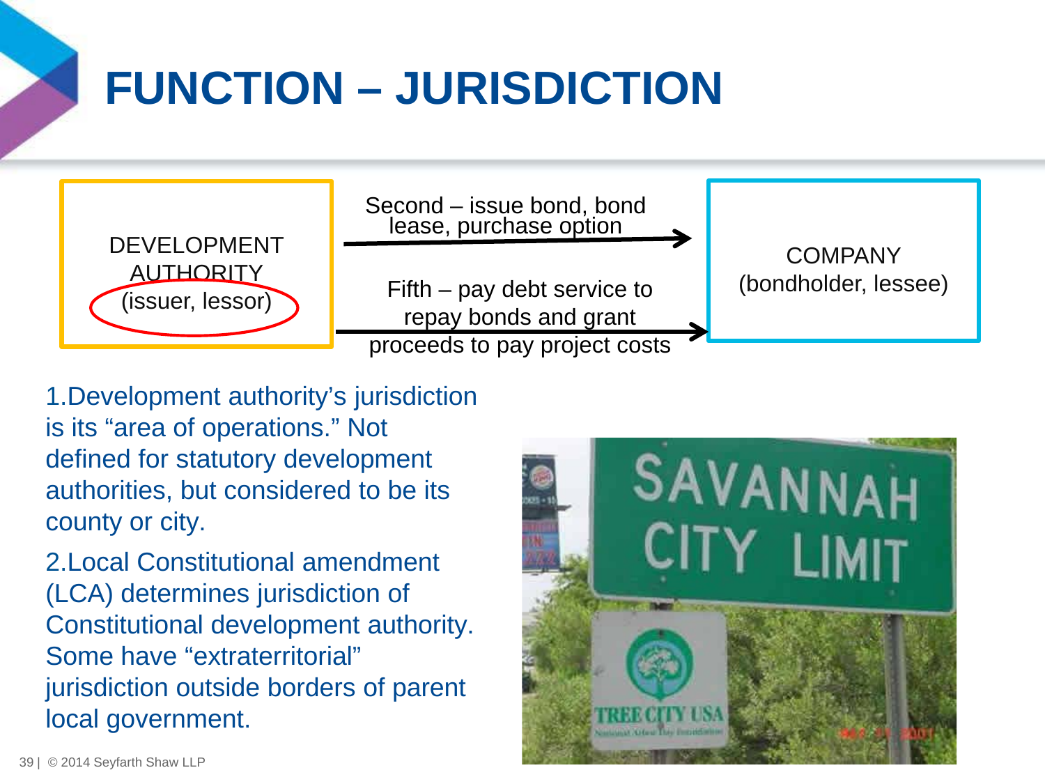# FUNCTION – JURISDICTION

DEVELOPMENT AUTHORITY (issuer, lessor)

Second – issue bond, bond lease, purchase option →

Fifth – pay debt service to repay bonds and grant proceeds to pay project costs →

COMPANY (bondholder, lessee)

1. Development authority's jurisdiction is its "area of operations." Not defined for statutory development authorities, but considered to be its county or city.
2. Local Constitutional amendment (LCA) determines jurisdiction of Constitutional development authority. Some have "extraterritorial" jurisdiction outside borders of parent local government.

© 2014 Seyfarth Shaw LLP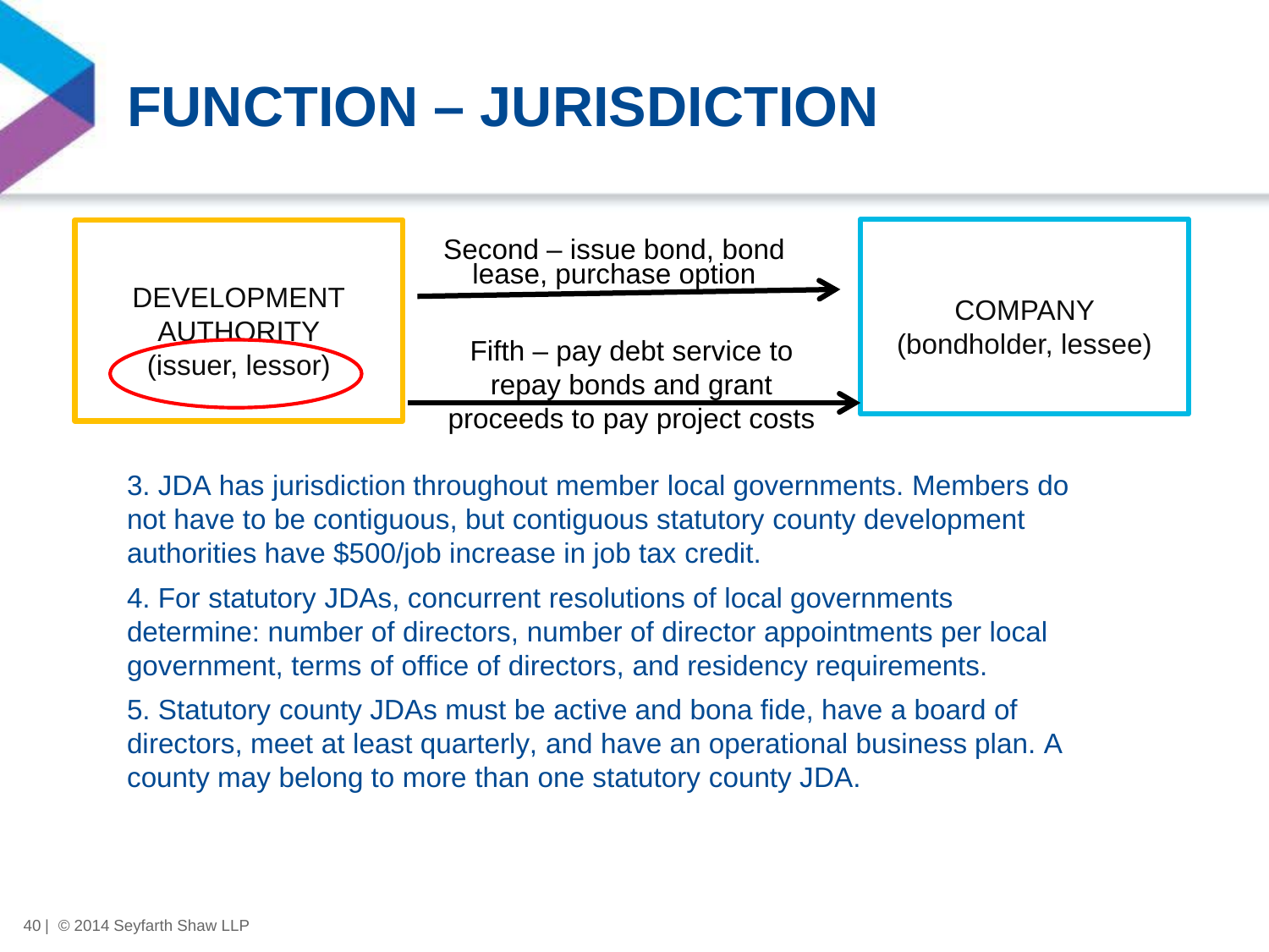# FUNCTION – JURISDICTION

DEVELOPMENT AUTHORITY (issuer, lessor)

Second – issue bond, bond lease, purchase option →

Fifth – pay debt service to repay bonds and grant proceeds to pay project costs →

COMPANY (bondholder, lessee)

3. JDA has jurisdiction throughout member local governments. Members do not have to be contiguous, but contiguous statutory county development authorities have $500/job increase in job tax credit.

4. For statutory JDAs, concurrent resolutions of local governments determine: number of directors, number of director appointments per local government, terms of office of directors, and residency requirements.

5. Statutory county JDAs must be active and bona fide, have a board of directors, meet at least quarterly, and have an operational business plan. A county may belong to more than one statutory county JDA.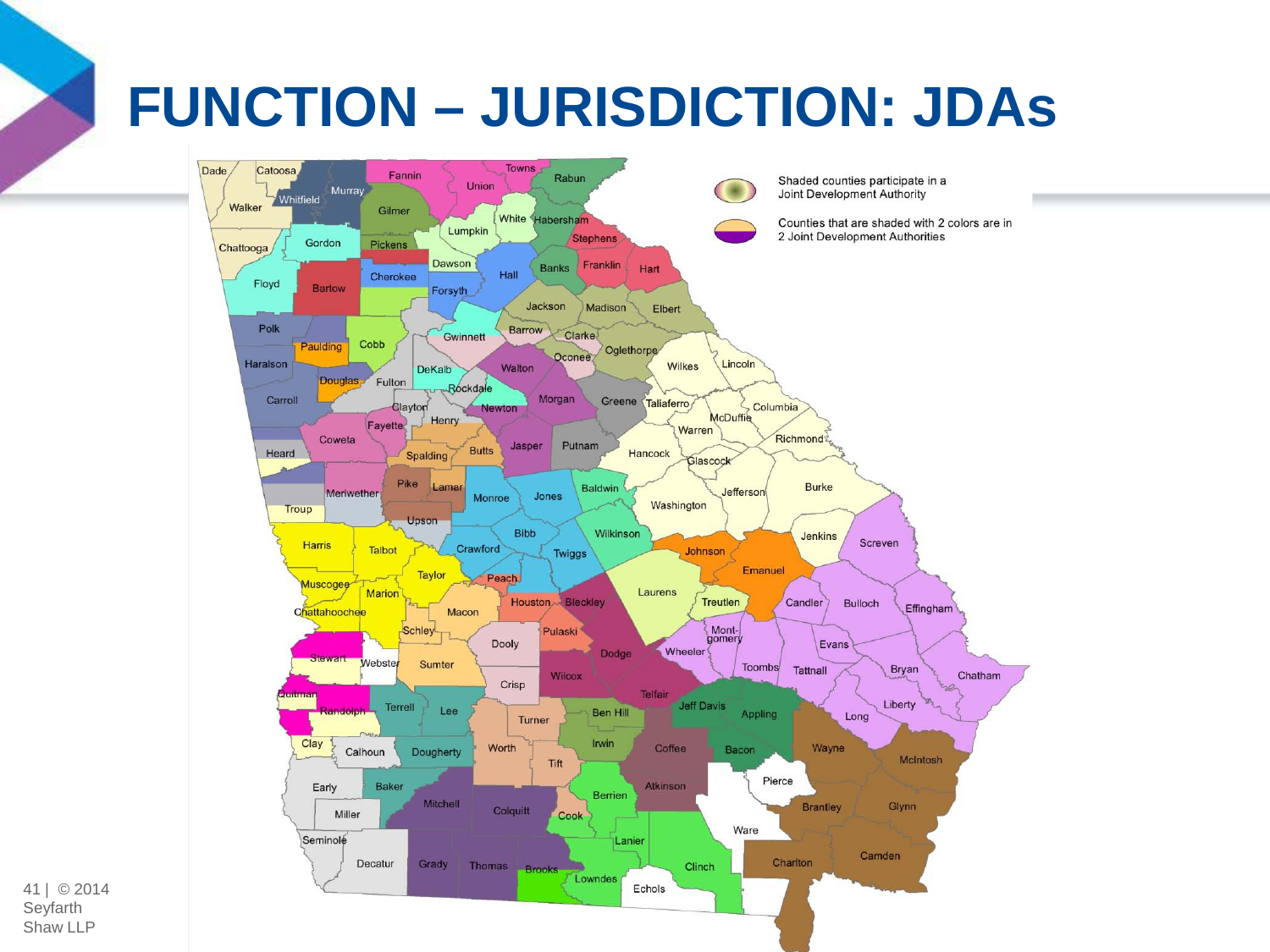# FUNCTION – JURISDICTION: JDAs

Shaded counties participate in a Joint Development Authority

Counties that are shaded with 2 colors are in 2 Joint Development Authorities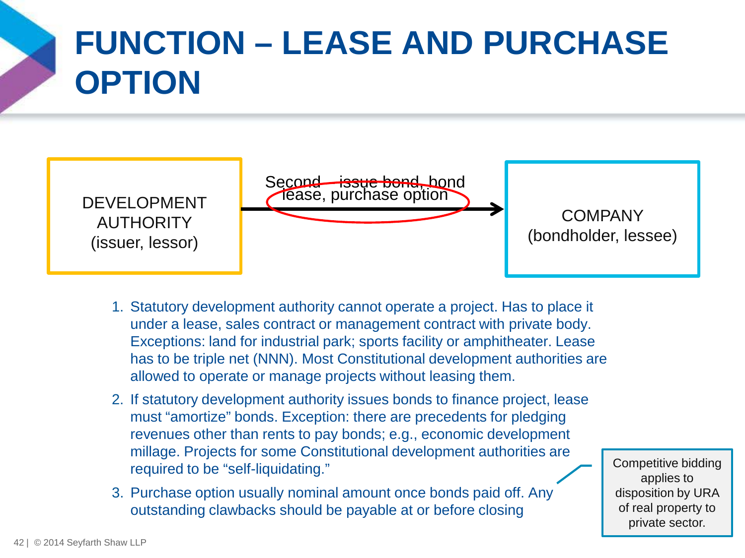# FUNCTION – LEASE AND PURCHASE OPTION

DEVELOPMENT AUTHORITY
(issuer, lessor)

Second ~~issue bond, bond~~ lease, purchase option →

COMPANY
(bondholder, lessee)

1. Statutory development authority cannot operate a project. Has to place it under a lease, sales contract or management contract with private body. Exceptions: land for industrial park; sports facility or amphitheater. Lease has to be triple net (NNN). Most Constitutional development authorities are allowed to operate or manage projects without leasing them.
2. If statutory development authority issues bonds to finance project, lease must "amortize" bonds. Exception: there are precedents for pledging revenues other than rents to pay bonds; e.g., economic development millage. Projects for some Constitutional development authorities are required to be "self-liquidating."
3. Purchase option usually nominal amount once bonds paid off. Any outstanding clawbacks should be payable at or before closing

> Competitive bidding applies to disposition by URA of real property to private sector.

© 2014 Seyfarth Shaw LLP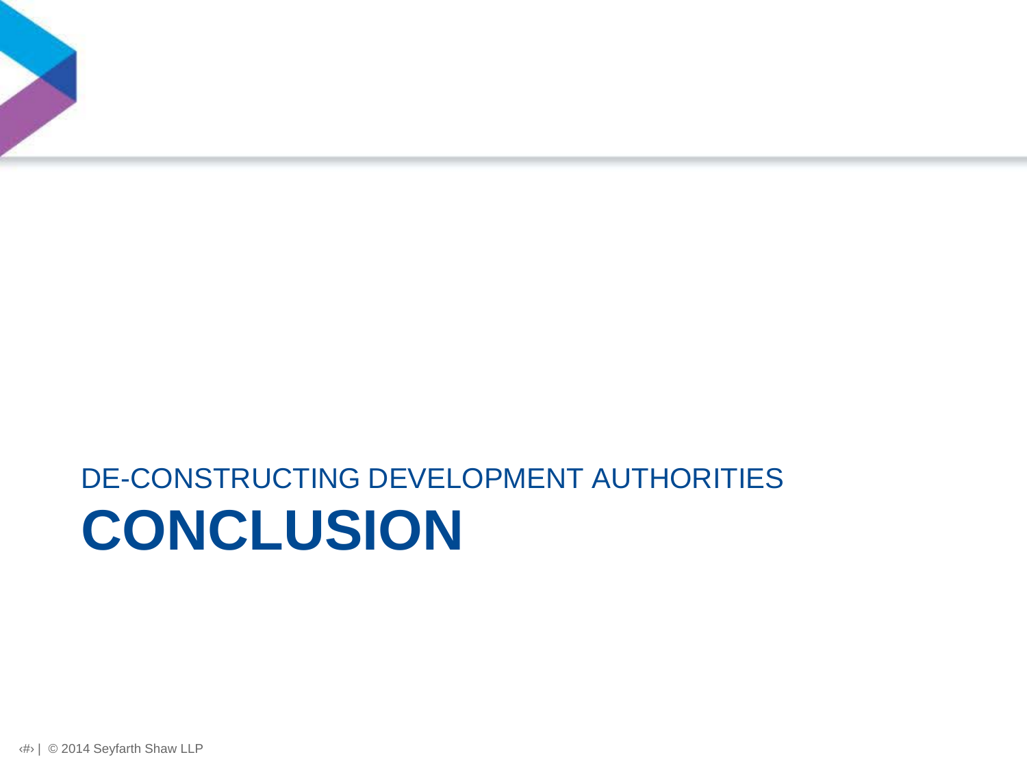DE-CONSTRUCTING DEVELOPMENT AUTHORITIES

# CONCLUSION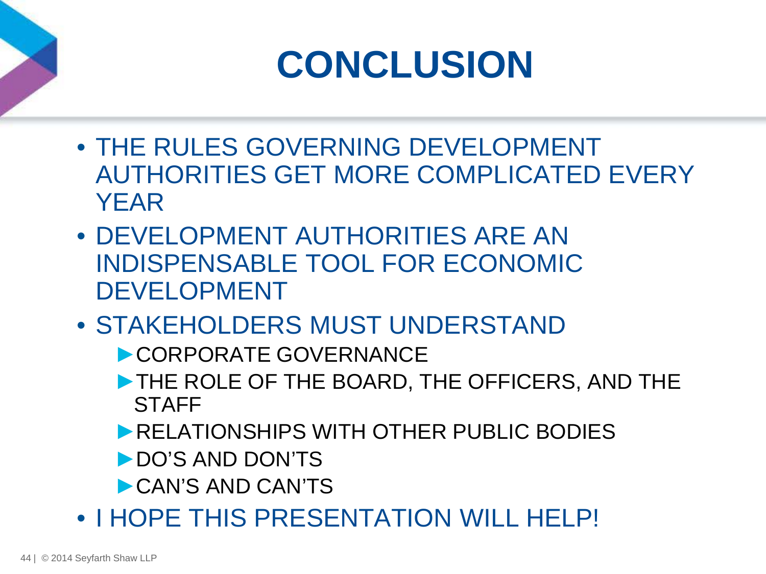# CONCLUSION

- THE RULES GOVERNING DEVELOPMENT AUTHORITIES GET MORE COMPLICATED EVERY YEAR
- DEVELOPMENT AUTHORITIES ARE AN INDISPENSABLE TOOL FOR ECONOMIC DEVELOPMENT
- STAKEHOLDERS MUST UNDERSTAND
  - CORPORATE GOVERNANCE
  - THE ROLE OF THE BOARD, THE OFFICERS, AND THE STAFF
  - RELATIONSHIPS WITH OTHER PUBLIC BODIES
  - DO'S AND DON'TS
  - CAN'S AND CAN'TS
- I HOPE THIS PRESENTATION WILL HELP!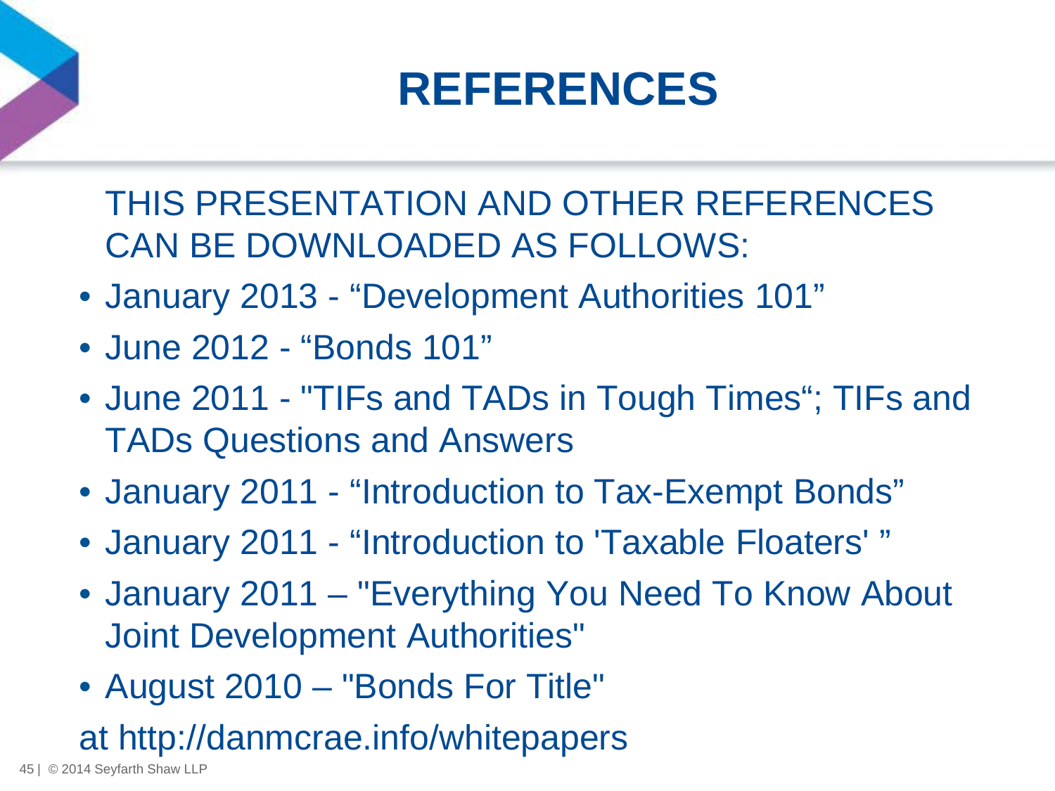# REFERENCES

THIS PRESENTATION AND OTHER REFERENCES CAN BE DOWNLOADED AS FOLLOWS:

- January 2013 - “Development Authorities 101”
- June 2012 - “Bonds 101”
- June 2011 - "TIFs and TADs in Tough Times“; TIFs and TADs Questions and Answers
- January 2011 - “Introduction to Tax-Exempt Bonds”
- January 2011 - “Introduction to 'Taxable Floaters' ”
- January 2011 – "Everything You Need To Know About Joint Development Authorities"
- August 2010 – "Bonds For Title"

at http://danmcrae.info/whitepapers

© 2014 Seyfarth Shaw LLP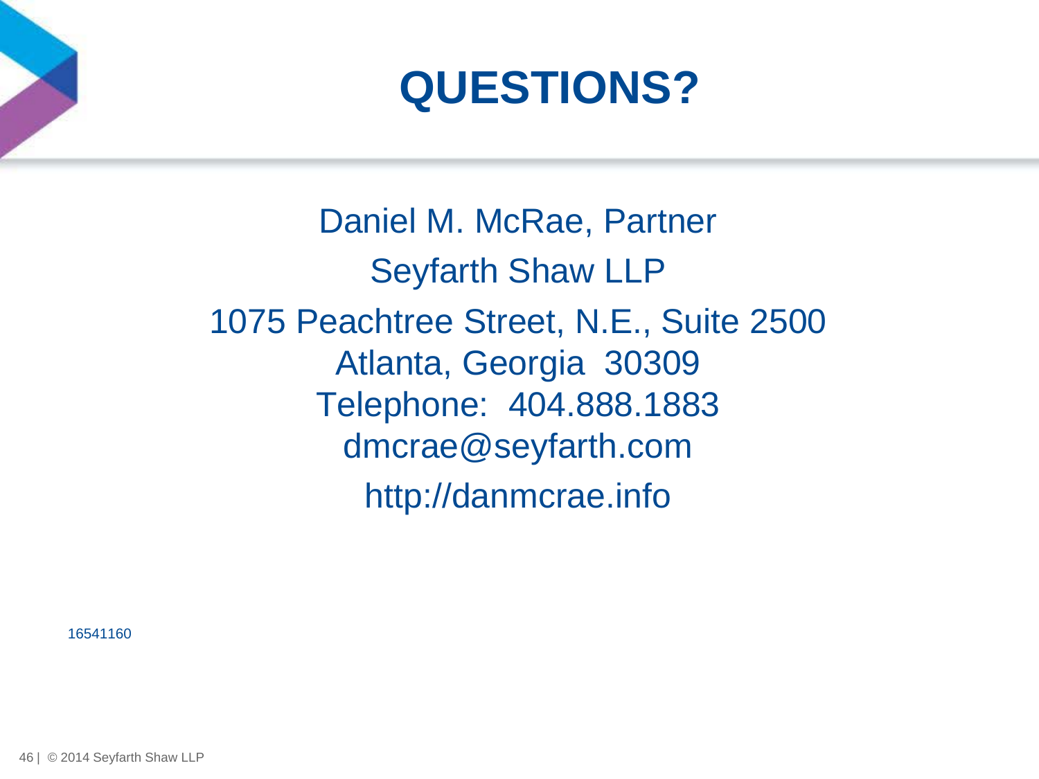# QUESTIONS?

Daniel M. McRae, Partner

Seyfarth Shaw LLP

1075 Peachtree Street, N.E., Suite 2500
Atlanta, Georgia 30309
Telephone: 404.888.1883
dmcrae@seyfarth.com

http://danmcrae.info

16541160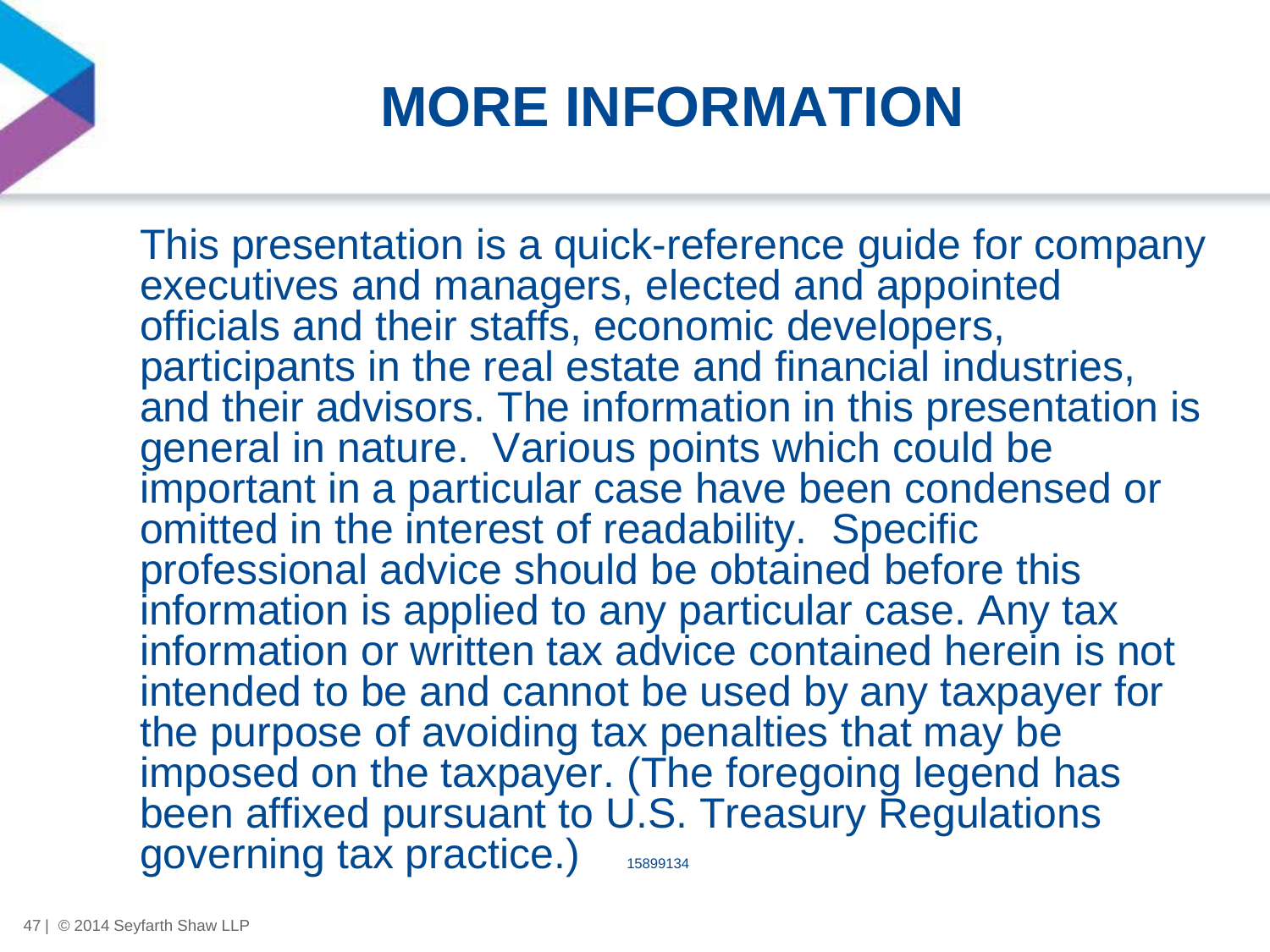# MORE INFORMATION

This presentation is a quick-reference guide for company executives and managers, elected and appointed officials and their staffs, economic developers, participants in the real estate and financial industries, and their advisors. The information in this presentation is general in nature. Various points which could be important in a particular case have been condensed or omitted in the interest of readability. Specific professional advice should be obtained before this information is applied to any particular case. Any tax information or written tax advice contained herein is not intended to be and cannot be used by any taxpayer for the purpose of avoiding tax penalties that may be imposed on the taxpayer. (The foregoing legend has been affixed pursuant to U.S. Treasury Regulations governing tax practice.) 15899134

© 2014 Seyfarth Shaw LLP